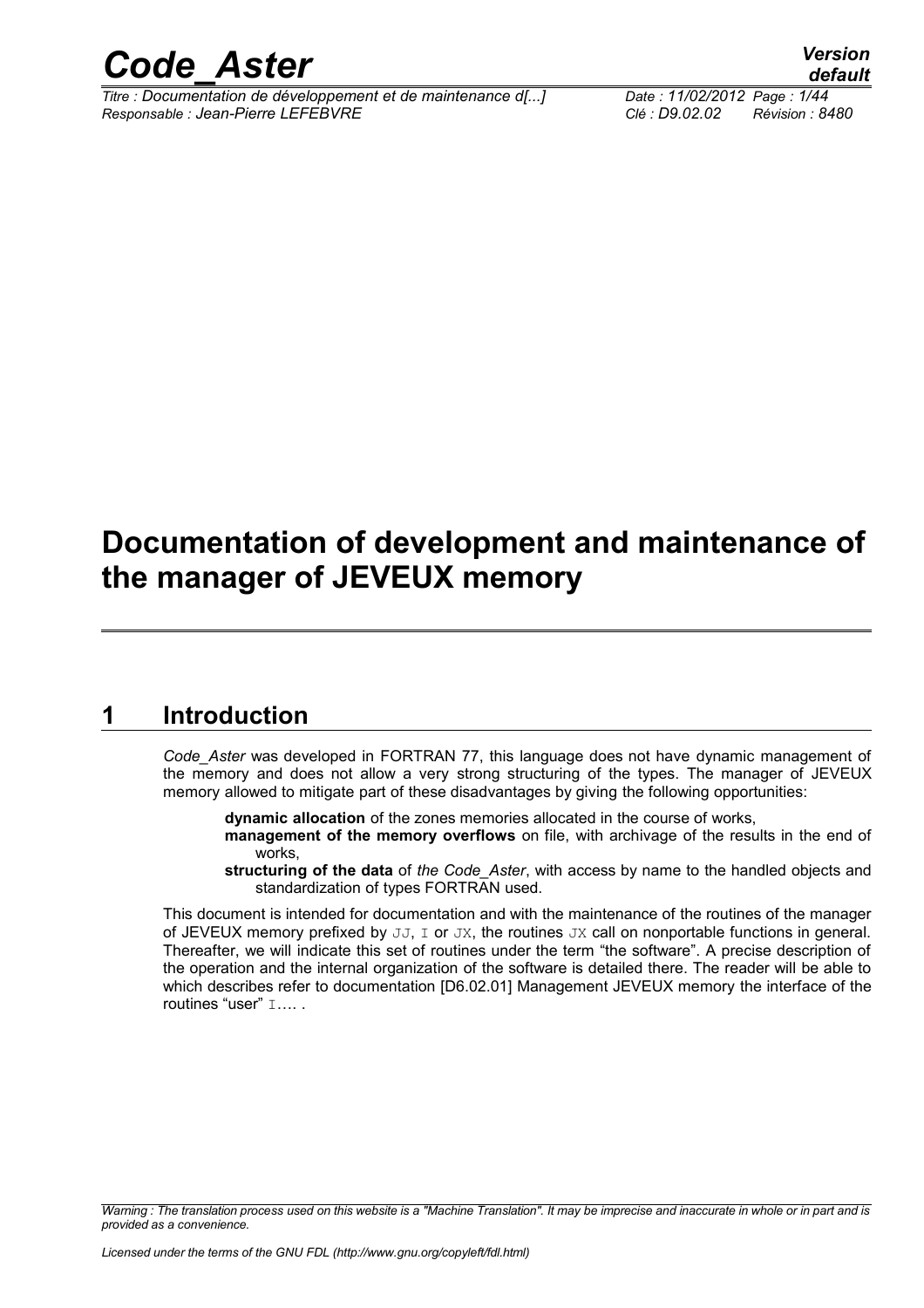# Documentation of development and maintenance of the manager of JEVEUX memory

## 1 Introduction

*Code_Aster* was developed in FORTRAN 77, this language does not have dynamic management of the memory and does not allow a very strong structuring of the types. The manager of JEVEUX memory allowed to mitigate part of these disadvantages by giving the following opportunities:

- **dynamic allocation** of the zones memories allocated in the course of works,
- **management of the memory overflows** on file, with archivage of the results in the end of works,
- **structuring of the data** of *the Code_Aster*, with access by name to the handled objects and standardization of types FORTRAN used.

This document is intended for documentation and with the maintenance of the routines of the manager of JEVEUX memory prefixed by `JJ`, `I` or `JX`, the routines `JX` call on nonportable functions in general. Thereafter, we will indicate this set of routines under the term "the software". A precise description of the operation and the internal organization of the software is detailed there. The reader will be able to which describes refer to documentation [D6.02.01] Management JEVEUX memory the interface of the routines "user" `I….` .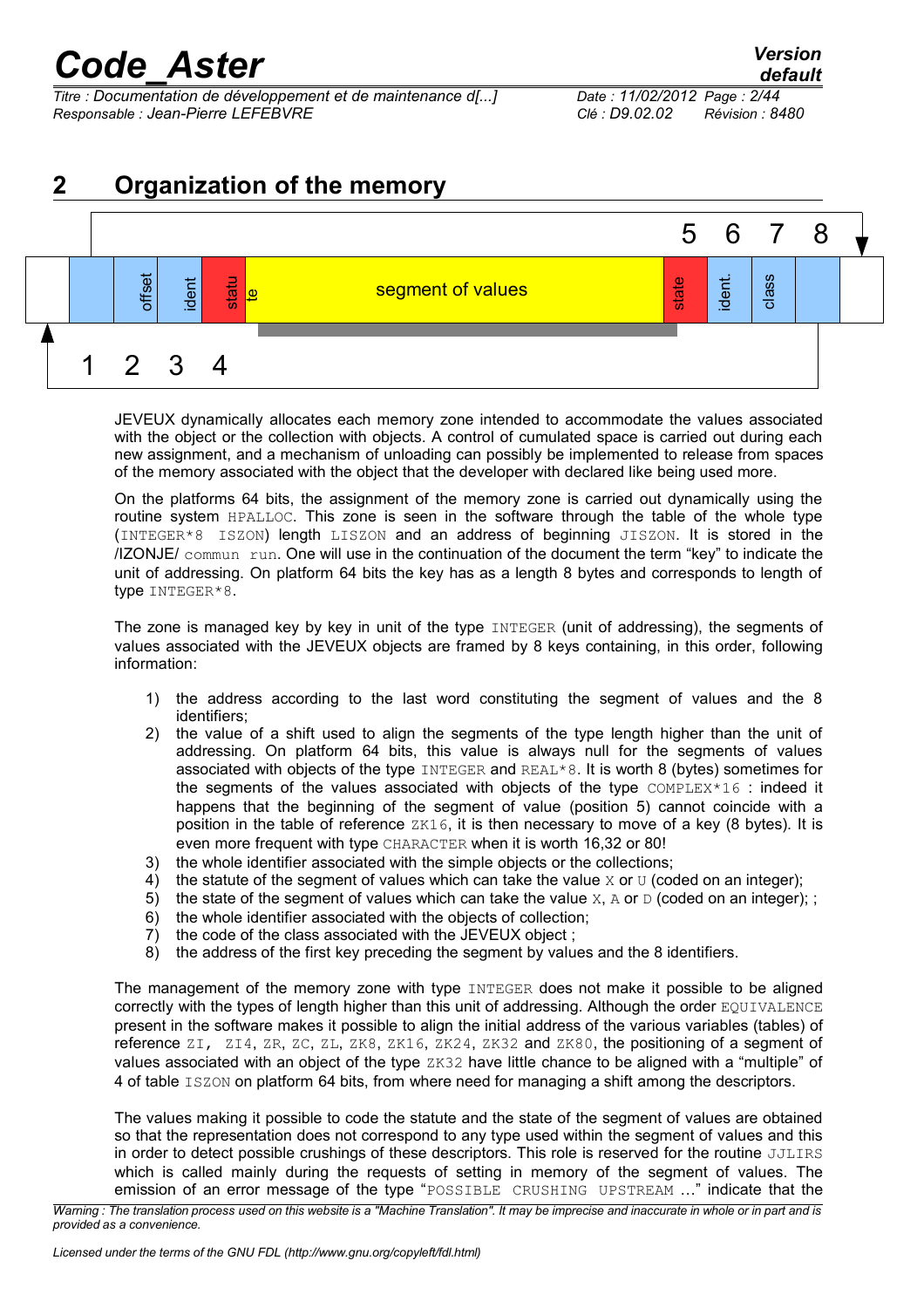## 2 Organization of the memory

5 6 7 8

offset ident statu te segment of values state ident. class

1 2 3 4

JEVEUX dynamically allocates each memory zone intended to accommodate the values associated with the object or the collection with objects. A control of cumulated space is carried out during each new assignment, and a mechanism of unloading can possibly be implemented to release from spaces of the memory associated with the object that the developer with declared like being used more.

On the platforms 64 bits, the assignment of the memory zone is carried out dynamically using the routine system HPALLOC. This zone is seen in the software through the table of the whole type (INTEGER*8 ISZON) length LISZON and an address of beginning JISZON. It is stored in the /IZONJE/ commun run. One will use in the continuation of the document the term "key" to indicate the unit of addressing. On platform 64 bits the key has as a length 8 bytes and corresponds to length of type INTEGER*8.

The zone is managed key by key in unit of the type INTEGER (unit of addressing), the segments of values associated with the JEVEUX objects are framed by 8 keys containing, in this order, following information:

1) the address according to the last word constituting the segment of values and the 8 identifiers;
2) the value of a shift used to align the segments of the type length higher than the unit of addressing. On platform 64 bits, this value is always null for the segments of values associated with objects of the type INTEGER and REAL*8. It is worth 8 (bytes) sometimes for the segments of the values associated with objects of the type COMPLEX*16 : indeed it happens that the beginning of the segment of value (position 5) cannot coincide with a position in the table of reference ZK16, it is then necessary to move of a key (8 bytes). It is even more frequent with type CHARACTER when it is worth 16,32 or 80!
3) the whole identifier associated with the simple objects or the collections;
4) the statute of the segment of values which can take the value X or U (coded on an integer);
5) the state of the segment of values which can take the value X, A or D (coded on an integer); ;
6) the whole identifier associated with the objects of collection;
7) the code of the class associated with the JEVEUX object ;
8) the address of the first key preceding the segment by values and the 8 identifiers.

The management of the memory zone with type INTEGER does not make it possible to be aligned correctly with the types of length higher than this unit of addressing. Although the order EQUIVALENCE present in the software makes it possible to align the initial address of the various variables (tables) of reference ZI, ZI4, ZR, ZC, ZL, ZK8, ZK16, ZK24, ZK32 and ZK80, the positioning of a segment of values associated with an object of the type ZK32 have little chance to be aligned with a "multiple" of 4 of table ISZON on platform 64 bits, from where need for managing a shift among the descriptors.

The values making it possible to code the statute and the state of the segment of values are obtained so that the representation does not correspond to any type used within the segment of values and this in order to detect possible crushings of these descriptors. This role is reserved for the routine JJLIRS which is called mainly during the requests of setting in memory of the segment of values. The emission of an error message of the type "POSSIBLE CRUSHING UPSTREAM ..." indicate that the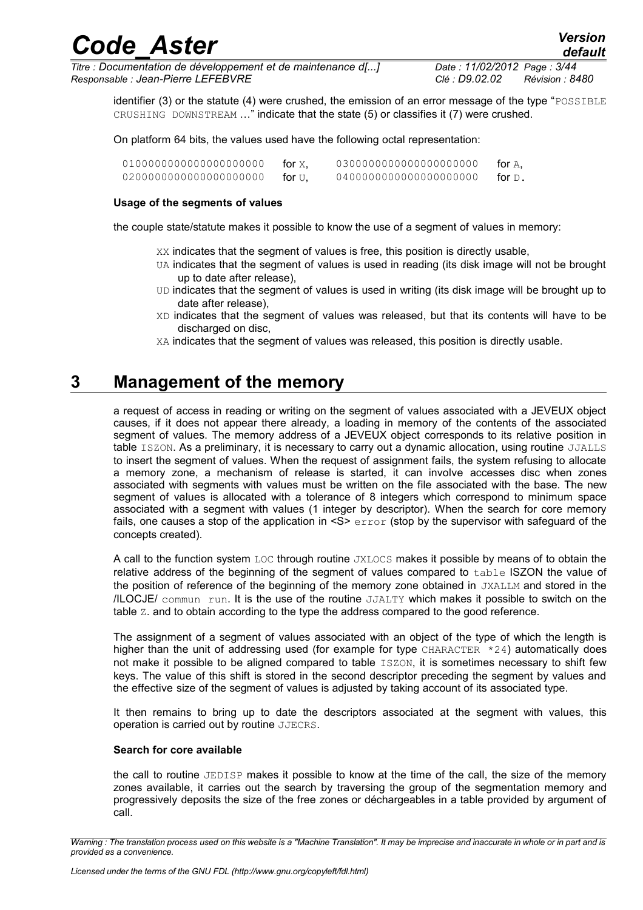identifier (3) or the statute (4) were crushed, the emission of an error message of the type "POSSIBLE CRUSHING DOWNSTREAM …" indicate that the state (5) or classifies it (7) were crushed.

On platform 64 bits, the values used have the following octal representation:

| | | | |
|---|---|---|---|
| 0100000000000000000000 | for X, | 0300000000000000000000 | for A, |
| 0200000000000000000000 | for U, | 0400000000000000000000 | for D. |

**Usage of the segments of values**

the couple state/statute makes it possible to know the use of a segment of values in memory:

- XX indicates that the segment of values is free, this position is directly usable,
- UA indicates that the segment of values is used in reading (its disk image will not be brought up to date after release),
- UD indicates that the segment of values is used in writing (its disk image will be brought up to date after release),
- XD indicates that the segment of values was released, but that its contents will have to be discharged on disc,
- XA indicates that the segment of values was released, this position is directly usable.

# 3 Management of the memory

a request of access in reading or writing on the segment of values associated with a JEVEUX object causes, if it does not appear there already, a loading in memory of the contents of the associated segment of values. The memory address of a JEVEUX object corresponds to its relative position in table ISZON. As a preliminary, it is necessary to carry out a dynamic allocation, using routine JJALLS to insert the segment of values. When the request of assignment fails, the system refusing to allocate a memory zone, a mechanism of release is started, it can involve accesses disc when zones associated with segments with values must be written on the file associated with the base. The new segment of values is allocated with a tolerance of 8 integers which correspond to minimum space associated with a segment with values (1 integer by descriptor). When the search for core memory fails, one causes a stop of the application in <S> error (stop by the supervisor with safeguard of the concepts created).

A call to the function system LOC through routine JXLOCS makes it possible by means of to obtain the relative address of the beginning of the segment of values compared to table ISZON the value of the position of reference of the beginning of the memory zone obtained in JXALLM and stored in the /ILOCJE/ commun run. It is the use of the routine JJALTY which makes it possible to switch on the table Z. and to obtain according to the type the address compared to the good reference.

The assignment of a segment of values associated with an object of the type of which the length is higher than the unit of addressing used (for example for type CHARACTER *24) automatically does not make it possible to be aligned compared to table ISZON, it is sometimes necessary to shift few keys. The value of this shift is stored in the second descriptor preceding the segment by values and the effective size of the segment of values is adjusted by taking account of its associated type.

It then remains to bring up to date the descriptors associated at the segment with values, this operation is carried out by routine JJECRS.

**Search for core available**

the call to routine JEDISP makes it possible to know at the time of the call, the size of the memory zones available, it carries out the search by traversing the group of the segmentation memory and progressively deposits the size of the free zones or déchargeables in a table provided by argument of call.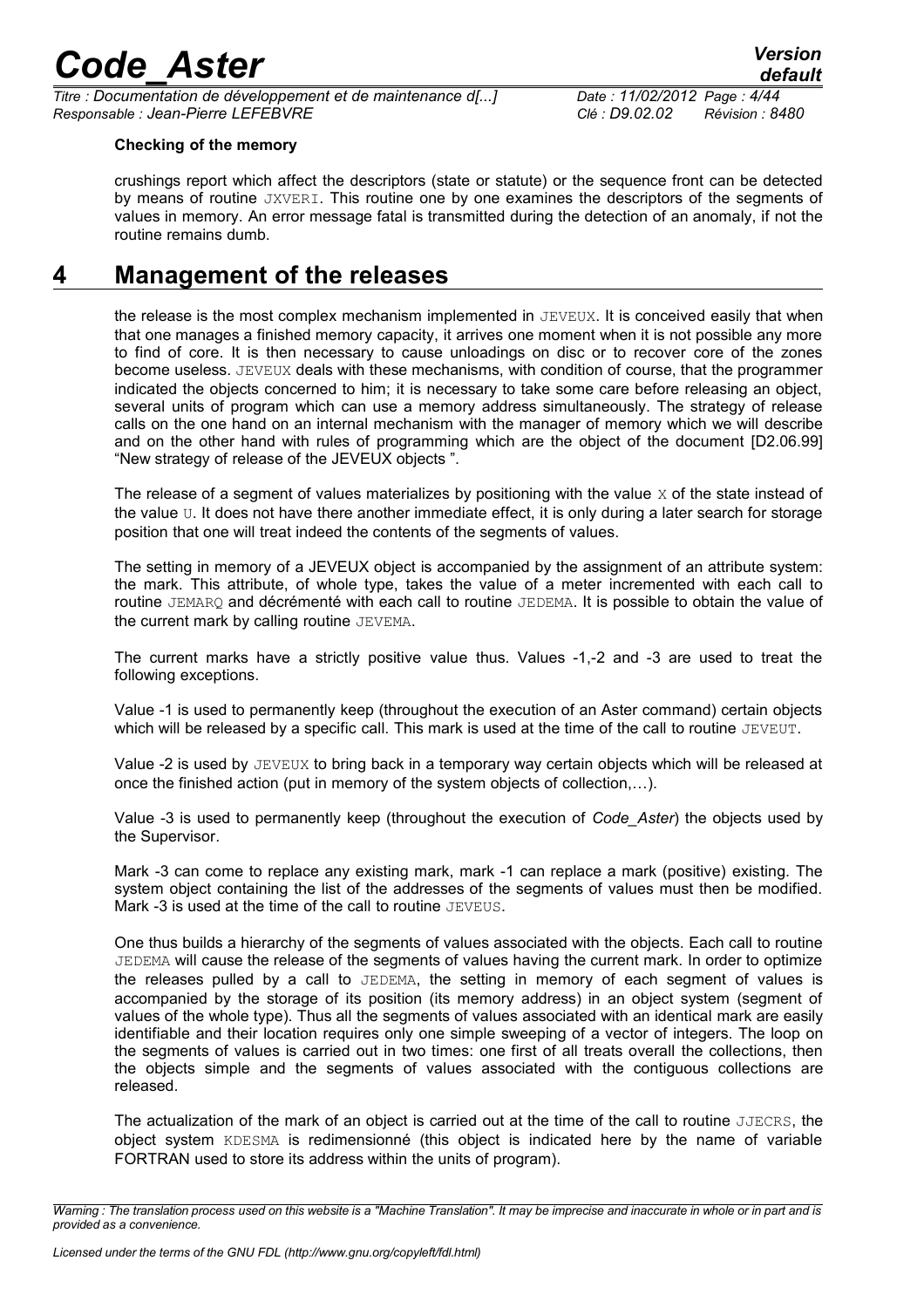**Checking of the memory**

crushings report which affect the descriptors (state or statute) or the sequence front can be detected by means of routine JXVERI. This routine one by one examines the descriptors of the segments of values in memory. An error message fatal is transmitted during the detection of an anomaly, if not the routine remains dumb.

# 4 Management of the releases

the release is the most complex mechanism implemented in JEVEUX. It is conceived easily that when that one manages a finished memory capacity, it arrives one moment when it is not possible any more to find of core. It is then necessary to cause unloadings on disc or to recover core of the zones become useless. JEVEUX deals with these mechanisms, with condition of course, that the programmer indicated the objects concerned to him; it is necessary to take some care before releasing an object, several units of program which can use a memory address simultaneously. The strategy of release calls on the one hand on an internal mechanism with the manager of memory which we will describe and on the other hand with rules of programming which are the object of the document [D2.06.99] "New strategy of release of the JEVEUX objects ".

The release of a segment of values materializes by positioning with the value X of the state instead of the value U. It does not have there another immediate effect, it is only during a later search for storage position that one will treat indeed the contents of the segments of values.

The setting in memory of a JEVEUX object is accompanied by the assignment of an attribute system: the mark. This attribute, of whole type, takes the value of a meter incremented with each call to routine JEMARQ and décrémenté with each call to routine JEDEMA. It is possible to obtain the value of the current mark by calling routine JEVEMA.

The current marks have a strictly positive value thus. Values -1,-2 and -3 are used to treat the following exceptions.

Value -1 is used to permanently keep (throughout the execution of an Aster command) certain objects which will be released by a specific call. This mark is used at the time of the call to routine JEVEUT.

Value -2 is used by JEVEUX to bring back in a temporary way certain objects which will be released at once the finished action (put in memory of the system objects of collection,…).

Value -3 is used to permanently keep (throughout the execution of *Code_Aster*) the objects used by the Supervisor.

Mark -3 can come to replace any existing mark, mark -1 can replace a mark (positive) existing. The system object containing the list of the addresses of the segments of values must then be modified. Mark -3 is used at the time of the call to routine JEVEUS.

One thus builds a hierarchy of the segments of values associated with the objects. Each call to routine JEDEMA will cause the release of the segments of values having the current mark. In order to optimize the releases pulled by a call to JEDEMA, the setting in memory of each segment of values is accompanied by the storage of its position (its memory address) in an object system (segment of values of the whole type). Thus all the segments of values associated with an identical mark are easily identifiable and their location requires only one simple sweeping of a vector of integers. The loop on the segments of values is carried out in two times: one first of all treats overall the collections, then the objects simple and the segments of values associated with the contiguous collections are released.

The actualization of the mark of an object is carried out at the time of the call to routine JJECRS, the object system KDESMA is redimensionné (this object is indicated here by the name of variable FORTRAN used to store its address within the units of program).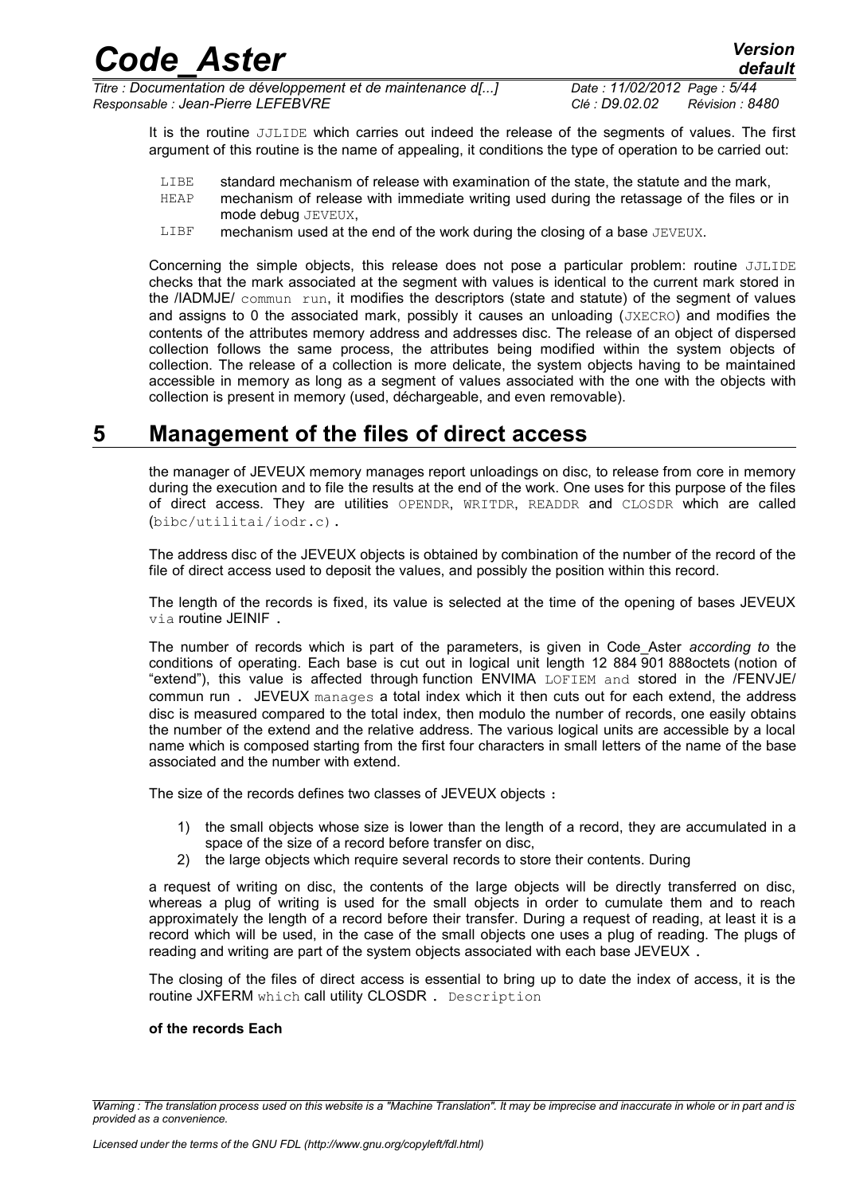It is the routine JJLIDE which carries out indeed the release of the segments of values. The first argument of this routine is the name of appealing, it conditions the type of operation to be carried out:

- LIBE standard mechanism of release with examination of the state, the statute and the mark,
- HEAP mechanism of release with immediate writing used during the retassage of the files or in mode debug JEVEUX,
- LIBF mechanism used at the end of the work during the closing of a base JEVEUX.

Concerning the simple objects, this release does not pose a particular problem: routine JJLIDE checks that the mark associated at the segment with values is identical to the current mark stored in the /IADMJE/ commun run, it modifies the descriptors (state and statute) of the segment of values and assigns to 0 the associated mark, possibly it causes an unloading (JXECRO) and modifies the contents of the attributes memory address and addresses disc. The release of an object of dispersed collection follows the same process, the attributes being modified within the system objects of collection. The release of a collection is more delicate, the system objects having to be maintained accessible in memory as long as a segment of values associated with the one with the objects with collection is present in memory (used, déchargeable, and even removable).

# 5 Management of the files of direct access

the manager of JEVEUX memory manages report unloadings on disc, to release from core in memory during the execution and to file the results at the end of the work. One uses for this purpose of the files of direct access. They are utilities OPENDR, WRITDR, READDR and CLOSDR which are called (bibc/utilitai/iodr.c).

The address disc of the JEVEUX objects is obtained by combination of the number of the record of the file of direct access used to deposit the values, and possibly the position within this record.

The length of the records is fixed, its value is selected at the time of the opening of bases JEVEUX via routine JEINIF .

The number of records which is part of the parameters, is given in Code_Aster *according to* the conditions of operating. Each base is cut out in logical unit length 12 884 901 888octets (notion of "extend"), this value is affected through function ENVIMA LOFIEM and stored in the /FENVJE/ commun run . JEVEUX manages a total index which it then cuts out for each extend, the address disc is measured compared to the total index, then modulo the number of records, one easily obtains the number of the extend and the relative address. The various logical units are accessible by a local name which is composed starting from the first four characters in small letters of the name of the base associated and the number with extend.

The size of the records defines two classes of JEVEUX objects :

1) the small objects whose size is lower than the length of a record, they are accumulated in a space of the size of a record before transfer on disc,
2) the large objects which require several records to store their contents. During

a request of writing on disc, the contents of the large objects will be directly transferred on disc, whereas a plug of writing is used for the small objects in order to cumulate them and to reach approximately the length of a record before their transfer. During a request of reading, at least it is a record which will be used, in the case of the small objects one uses a plug of reading. The plugs of reading and writing are part of the system objects associated with each base JEVEUX .

The closing of the files of direct access is essential to bring up to date the index of access, it is the routine JXFERM which call utility CLOSDR . Description

**of the records Each**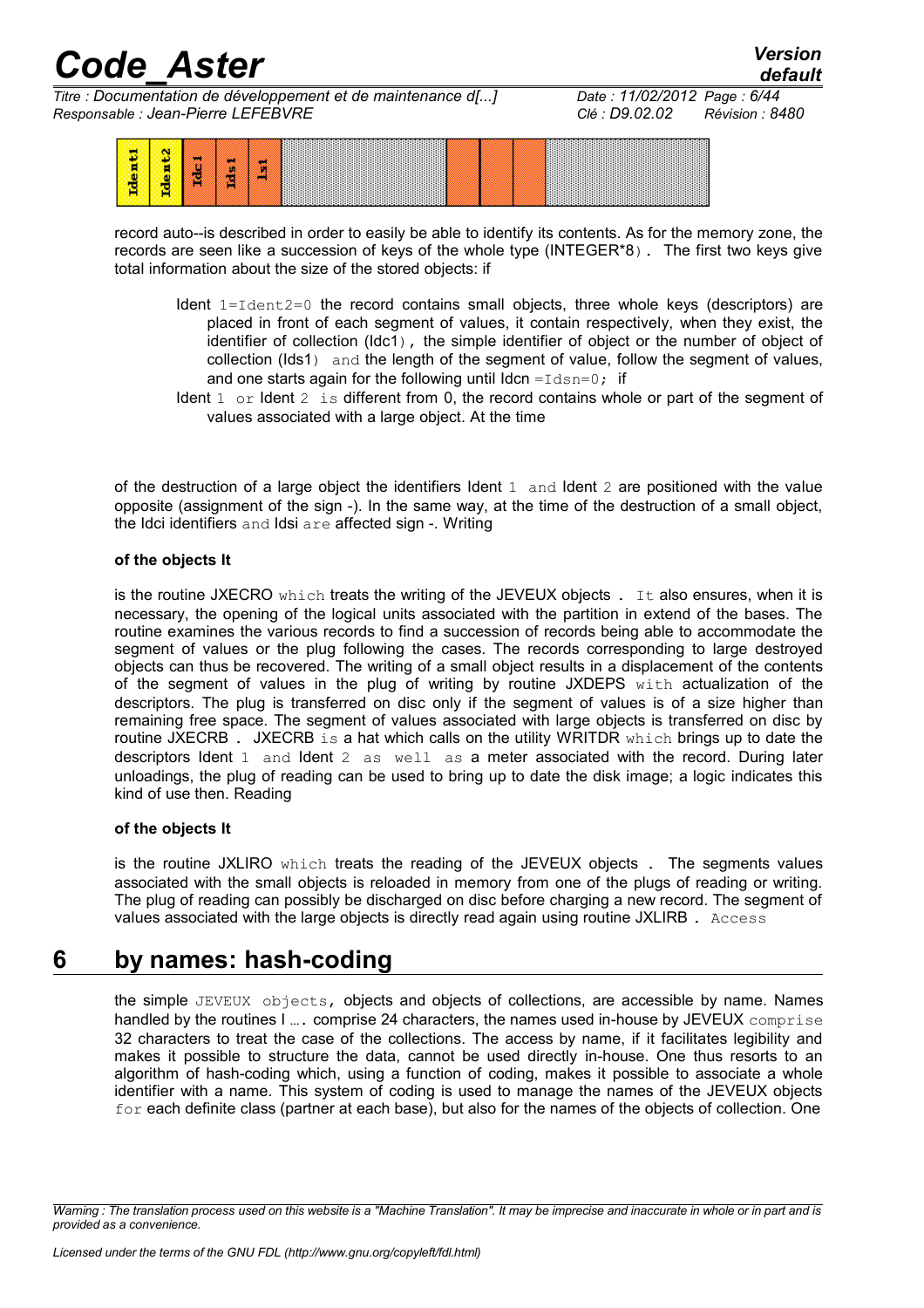| Ident1 | Ident2 | Idc1 | Ids1 | Is1 | | | | | |
|---|---|---|---|---|---|---|---|---|---|

record auto--is described in order to easily be able to identify its contents. As for the memory zone, the records are seen like a succession of keys of the whole type (INTEGER*8). The first two keys give total information about the size of the stored objects: if

- Ident 1=Ident2=0 the record contains small objects, three whole keys (descriptors) are placed in front of each segment of values, it contain respectively, when they exist, the identifier of collection (Idc1), the simple identifier of object or the number of object of collection (Ids1) and the length of the segment of value, follow the segment of values, and one starts again for the following until Idcn =Idsn=0; if
- Ident 1 or Ident 2 is different from 0, the record contains whole or part of the segment of values associated with a large object. At the time

of the destruction of a large object the identifiers Ident 1 and Ident 2 are positioned with the value opposite (assignment of the sign -). In the same way, at the time of the destruction of a small object, the Idci identifiers and Idsi are affected sign -. Writing

**of the objects It**

is the routine JXECRO which treats the writing of the JEVEUX objects . It also ensures, when it is necessary, the opening of the logical units associated with the partition in extend of the bases. The routine examines the various records to find a succession of records being able to accommodate the segment of values or the plug following the cases. The records corresponding to large destroyed objects can thus be recovered. The writing of a small object results in a displacement of the contents of the segment of values in the plug of writing by routine JXDEPS with actualization of the descriptors. The plug is transferred on disc only if the segment of values is of a size higher than remaining free space. The segment of values associated with large objects is transferred on disc by routine JXECRB . JXECRB is a hat which calls on the utility WRITDR which brings up to date the descriptors Ident 1 and Ident 2 as well as a meter associated with the record. During later unloadings, the plug of reading can be used to bring up to date the disk image; a logic indicates this kind of use then. Reading

**of the objects It**

is the routine JXLIRO which treats the reading of the JEVEUX objects . The segments values associated with the small objects is reloaded in memory from one of the plugs of reading or writing. The plug of reading can possibly be discharged on disc before charging a new record. The segment of values associated with the large objects is directly read again using routine JXLIRB . Access

# 6 by names: hash-coding

the simple JEVEUX objects, objects and objects of collections, are accessible by name. Names handled by the routines I …. comprise 24 characters, the names used in-house by JEVEUX comprise 32 characters to treat the case of the collections. The access by name, if it facilitates legibility and makes it possible to structure the data, cannot be used directly in-house. One thus resorts to an algorithm of hash-coding which, using a function of coding, makes it possible to associate a whole identifier with a name. This system of coding is used to manage the names of the JEVEUX objects for each definite class (partner at each base), but also for the names of the objects of collection. One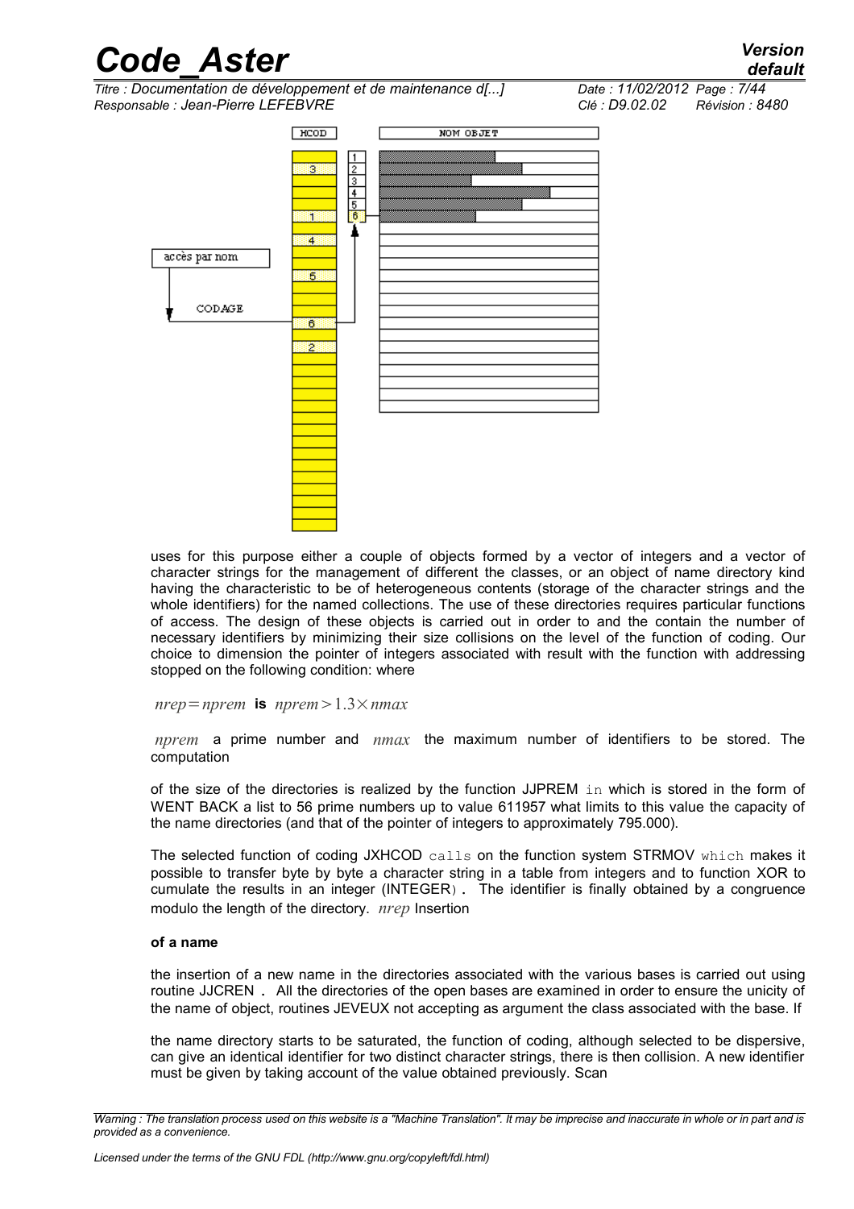uses for this purpose either a couple of objects formed by a vector of integers and a vector of character strings for the management of different the classes, or an object of name directory kind having the characteristic to be of heterogeneous contents (storage of the character strings and the whole identifiers) for the named collections. The use of these directories requires particular functions of access. The design of these objects is carried out in order to and the contain the number of necessary identifiers by minimizing their size collisions on the level of the function of coding. Our choice to dimension the pointer of integers associated with result with the function with addressing stopped on the following condition: where

$nrep = nprem$ **is** $nprem > 1.3 \times nmax$

$nprem$ a prime number and $nmax$ the maximum number of identifiers to be stored. The computation

of the size of the directories is realized by the function JJPREM in which is stored in the form of WENT BACK a list to 56 prime numbers up to value 611957 what limits to this value the capacity of the name directories (and that of the pointer of integers to approximately 795.000).

The selected function of coding JXHCOD calls on the function system STRMOV which makes it possible to transfer byte by byte a character string in a table from integers and to function XOR to cumulate the results in an integer (INTEGER). The identifier is finally obtained by a congruence modulo the length of the directory. $nrep$ Insertion

**of a name**

the insertion of a new name in the directories associated with the various bases is carried out using routine JJCREN . All the directories of the open bases are examined in order to ensure the unicity of the name of object, routines JEVEUX not accepting as argument the class associated with the base. If

the name directory starts to be saturated, the function of coding, although selected to be dispersive, can give an identical identifier for two distinct character strings, there is then collision. A new identifier must be given by taking account of the value obtained previously. Scan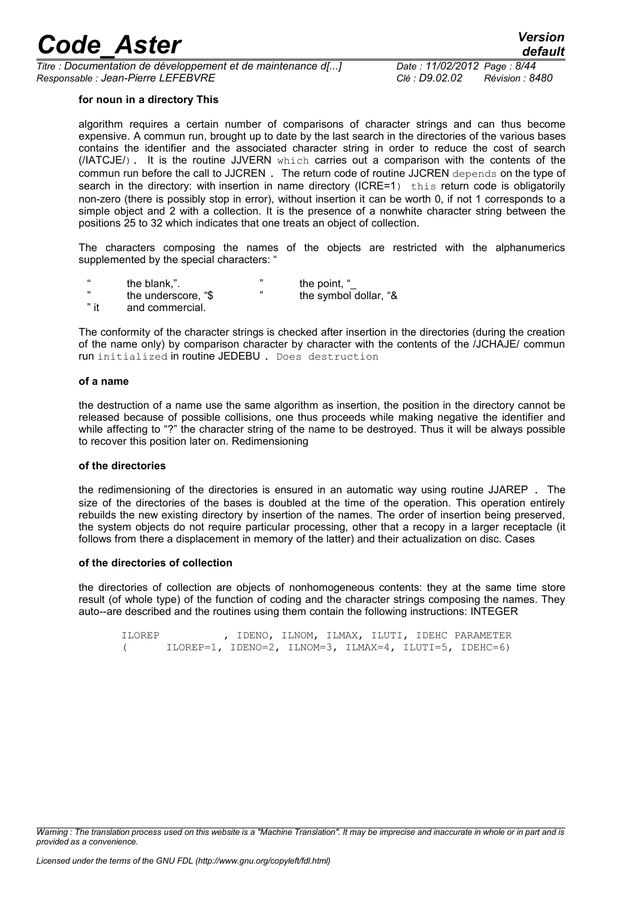**for noun in a directory This**

algorithm requires a certain number of comparisons of character strings and can thus become expensive. A commun run, brought up to date by the last search in the directories of the various bases contains the identifier and the associated character string in order to reduce the cost of search (/IATCJE/). It is the routine JJVERN which carries out a comparison with the contents of the commun run before the call to JJCREN . The return code of routine JJCREN depends on the type of search in the directory: with insertion in name directory (ICRE=1) this return code is obligatorily non-zero (there is possibly stop in error), without insertion it can be worth 0, if not 1 corresponds to a simple object and 2 with a collection. It is the presence of a nonwhite character string between the positions 25 to 32 which indicates that one treats an object of collection.

The characters composing the names of the objects are restricted with the alphanumerics supplemented by the special characters: "

| | | | |
|---|---|---|---|
| " | the blank,". | " | the point, "_ |
| " | the underscore, "$ | " | the symbol dollar, "& |
| " it | and commercial. | | |

The conformity of the character strings is checked after insertion in the directories (during the creation of the name only) by comparison character by character with the contents of the /JCHAJE/ commun run initialized in routine JEDEBU . Does destruction

**of a name**

the destruction of a name use the same algorithm as insertion, the position in the directory cannot be released because of possible collisions, one thus proceeds while making negative the identifier and while affecting to "?" the character string of the name to be destroyed. Thus it will be always possible to recover this position later on. Redimensioning

**of the directories**

the redimensioning of the directories is ensured in an automatic way using routine JJAREP . The size of the directories of the bases is doubled at the time of the operation. This operation entirely rebuilds the new existing directory by insertion of the names. The order of insertion being preserved, the system objects do not require particular processing, other that a recopy in a larger receptacle (it follows from there a displacement in memory of the latter) and their actualization on disc. Cases

**of the directories of collection**

the directories of collection are objects of nonhomogeneous contents: they at the same time store result (of whole type) of the function of coding and the character strings composing the names. They auto--are described and the routines using them contain the following instructions: INTEGER

```
ILOREP           , IDENO, ILNOM, ILMAX, ILUTI, IDEHC PARAMETER
(      ILOREP=1, IDENO=2, ILNOM=3, ILMAX=4, ILUTI=5, IDEHC=6)
```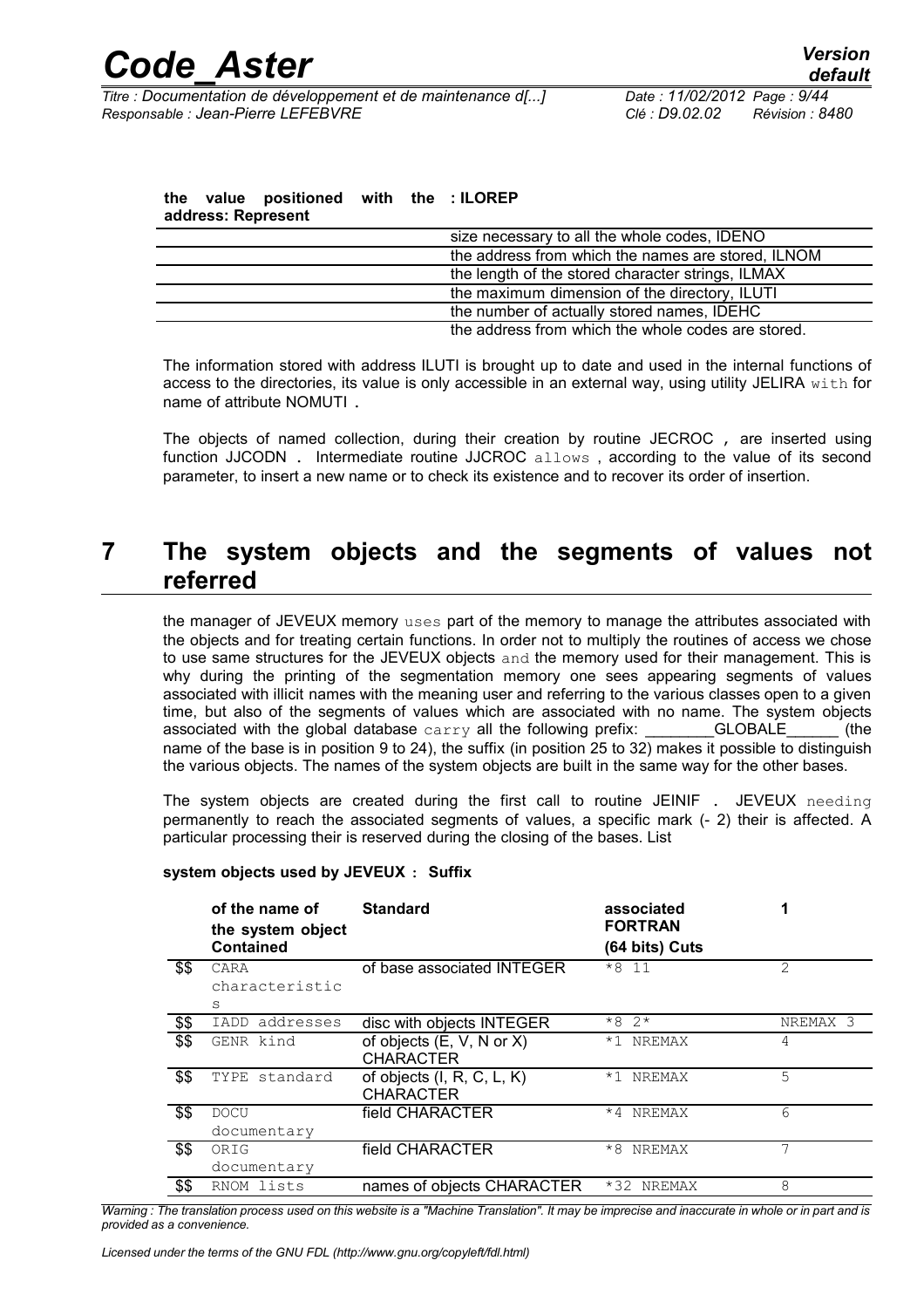**the value positioned with the address: Represent** **: ILOREP**

| | |
|---|---|
| | size necessary to all the whole codes, IDENO |
| | the address from which the names are stored, ILNOM |
| | the length of the stored character strings, ILMAX |
| | the maximum dimension of the directory, ILUTI |
| | the number of actually stored names, IDEHC |
| | the address from which the whole codes are stored. |

The information stored with address ILUTI is brought up to date and used in the internal functions of access to the directories, its value is only accessible in an external way, using utility JELIRA with for name of attribute NOMUTI .

The objects of named collection, during their creation by routine JECROC , are inserted using function JJCODN . Intermediate routine JJCROC allows , according to the value of its second parameter, to insert a new name or to check its existence and to recover its order of insertion.

# 7 The system objects and the segments of values not referred

the manager of JEVEUX memory uses part of the memory to manage the attributes associated with the objects and for treating certain functions. In order not to multiply the routines of access we chose to use same structures for the JEVEUX objects and the memory used for their management. This is why during the printing of the segmentation memory one sees appearing segments of values associated with illicit names with the meaning user and referring to the various classes open to a given time, but also of the segments of values which are associated with no name. The system objects associated with the global database carry all the following prefix: ________GLOBALE______ (the name of the base is in position 9 to 24), the suffix (in position 25 to 32) makes it possible to distinguish the various objects. The names of the system objects are built in the same way for the other bases.

The system objects are created during the first call to routine JEINIF . JEVEUX needing permanently to reach the associated segments of values, a specific mark (- 2) their is affected. A particular processing their is reserved during the closing of the bases. List

**system objects used by JEVEUX : Suffix**

| | of the name of the system object Contained | Standard | associated FORTRAN (64 bits) Cuts | 1 |
|---|---|---|---|---|
| $$ | CARA characteristics | of base associated INTEGER | *8 11 | 2 |
| $$ | IADD addresses | disc with objects INTEGER | *8 2* | NREMAX 3 |
| $$ | GENR kind | of objects (E, V, N or X) CHARACTER | *1 NREMAX | 4 |
| $$ | TYPE standard | of objects (I, R, C, L, K) CHARACTER | *1 NREMAX | 5 |
| $$ | DOCU documentary | field CHARACTER | *4 NREMAX | 6 |
| $$ | ORIG documentary | field CHARACTER | *8 NREMAX | 7 |
| $$ | RNOM lists | names of objects CHARACTER | *32 NREMAX | 8 |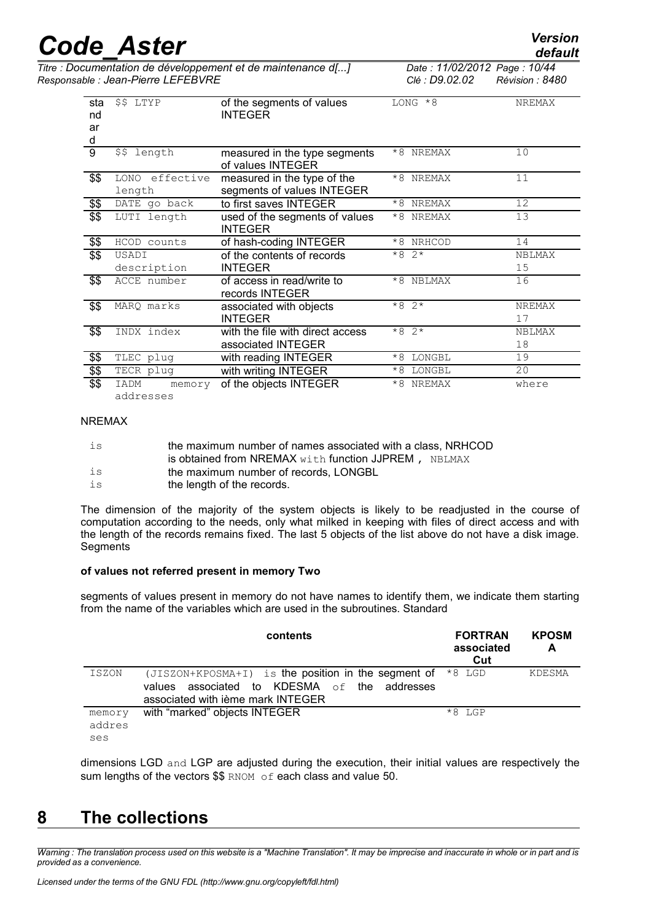| | | | | |
|---|---|---|---|---|
| standard | $$ LTYP | of the segments of values INTEGER | LONG *8 | NREMAX |
| 9 | $$ length | measured in the type segments of values INTEGER | *8 NREMAX | 10 |
| $$ | LONO effective length | measured in the type of the segments of values INTEGER | *8 NREMAX | 11 |
| $$ | DATE go back | to first saves INTEGER | *8 NREMAX | 12 |
| $$ | LUTI length | used of the segments of values INTEGER | *8 NREMAX | 13 |
| $$ | HCOD counts | of hash-coding INTEGER | *8 NRHCOD | 14 |
| $$ | USADI description | of the contents of records INTEGER | *8 2* | NBLMAX 15 |
| $$ | ACCE number | of access in read/write to records INTEGER | *8 NBLMAX | 16 |
| $$ | MARQ marks | associated with objects INTEGER | *8 2* | NREMAX 17 |
| $$ | INDX index | with the file with direct access associated INTEGER | *8 2* | NBLMAX 18 |
| $$ | TLEC plug | with reading INTEGER | *8 LONGBL | 19 |
| $$ | TECR plug | with writing INTEGER | *8 LONGBL | 20 |
| $$ | IADM memory addresses | of the objects INTEGER | *8 NREMAX | where |

NREMAX

is the maximum number of names associated with a class, NRHCOD is obtained from NREMAX with function JJPREM , NBLMAX

is the maximum number of records, LONGBL

is the length of the records.

The dimension of the majority of the system objects is likely to be readjusted in the course of computation according to the needs, only what milked in keeping with files of direct access and with the length of the records remains fixed. The last 5 objects of the list above do not have a disk image. Segments

**of values not referred present in memory Two**

segments of values present in memory do not have names to identify them, we indicate them starting from the name of the variables which are used in the subroutines. Standard

| | contents | FORTRAN associated Cut | KPOSMA |
|---|---|---|---|
| ISZON | (JISZON+KPOSMA+I) is the position in the segment of values associated to KDESMA of the addresses associated with ième mark INTEGER | *8 LGD | KDESMA |
| memory addresses | with "marked" objects INTEGER | *8 LGP | |

dimensions LGD and LGP are adjusted during the execution, their initial values are respectively the sum lengths of the vectors $$ RNOM of each class and value 50.

# 8 The collections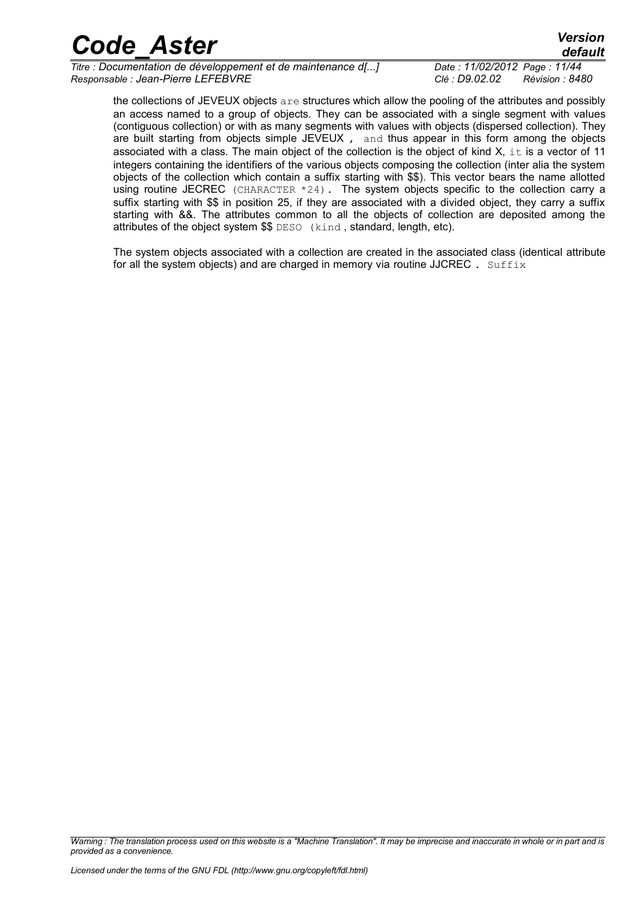the collections of JEVEUX objects are structures which allow the pooling of the attributes and possibly an access named to a group of objects. They can be associated with a single segment with values (contiguous collection) or with as many segments with values with objects (dispersed collection). They are built starting from objects simple JEVEUX , and thus appear in this form among the objects associated with a class. The main object of the collection is the object of kind X, it is a vector of 11 integers containing the identifiers of the various objects composing the collection (inter alia the system objects of the collection which contain a suffix starting with $$). This vector bears the name allotted using routine JECREC (CHARACTER *24). The system objects specific to the collection carry a suffix starting with $$ in position 25, if they are associated with a divided object, they carry a suffix starting with &&. The attributes common to all the objects of collection are deposited among the attributes of the object system $$ DESO (kind , standard, length, etc).

The system objects associated with a collection are created in the associated class (identical attribute for all the system objects) and are charged in memory via routine JJCREC . Suffix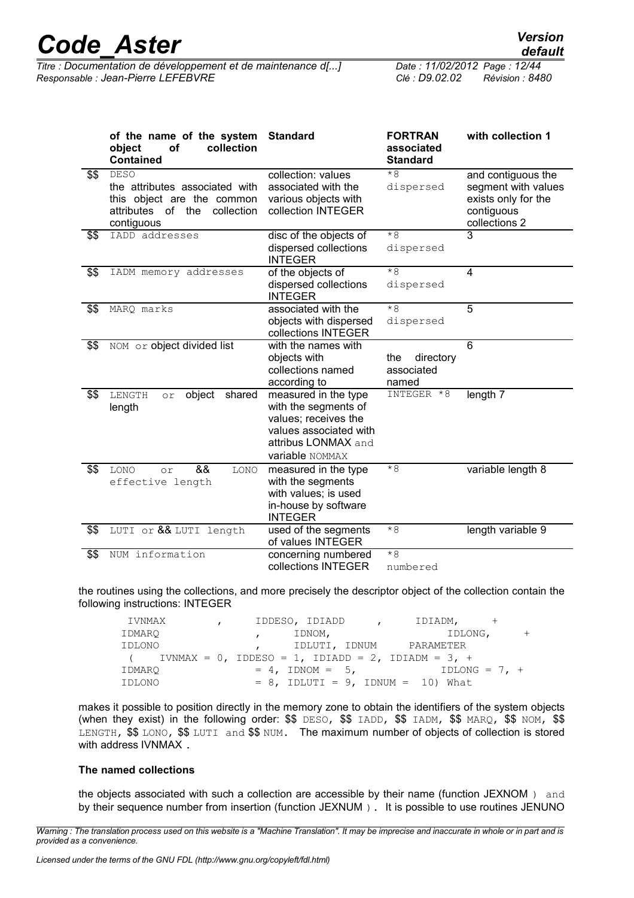| | of the name of the system object of collection Contained | Standard | FORTRAN associated Standard | with collection 1 |
|---|---|---|---|---|
| $$ | DESO the attributes associated with this object are the common attributes of the collection contiguous | collection: values associated with the various objects with collection INTEGER | *8 dispersed | and contiguous the segment with values exists only for the contiguous collections 2 |
| $$ | IADD addresses | disc of the objects of dispersed collections INTEGER | *8 dispersed | 3 |
| $$ | IADM memory addresses | of the objects of dispersed collections INTEGER | *8 dispersed | 4 |
| $$ | MARQ marks | associated with the objects with dispersed collections INTEGER | *8 dispersed | 5 |
| $$ | NOM or object divided list | with the names with objects with collections named according to | the directory associated named | 6 |
| $$ | LENGTH or object shared length | measured in the type with the segments of values; receives the values associated with attribus LONMAX and variable NOMMAX | INTEGER *8 | length 7 |
| $$ | LONO or && LONO effective length | measured in the type with the segments with values; is used in-house by software INTEGER | *8 | variable length 8 |
| $$ | LUTI or && LUTI length | used of the segments of values INTEGER | *8 | length variable 9 |
| $$ | NUM information | concerning numbered collections INTEGER | *8 numbered | |

the routines using the collections, and more precisely the descriptor object of the collection contain the following instructions: INTEGER

```
 IVNMAX        ,      IDDESO, IDIADD     ,      IDIADM,     +
IDMARQ              ,      IDNOM,                   IDLONG,     +
IDLONO              ,      IDLUTI, IDNUM     PARAMETER
 (    IVNMAX = 0, IDDESO = 1, IDIADD = 2, IDIADM = 3, +
IDMARQ              = 4, IDNOM =  5,             IDLONG = 7, +
IDLONO              = 8, IDLUTI = 9, IDNUM =  10) What
```

makes it possible to position directly in the memory zone to obtain the identifiers of the system objects (when they exist) in the following order: $$ DESO, $$ IADD, $$ IADM, $$ MARQ, $$ NOM, $$ LENGTH, $$ LONO, $$ LUTI and $$ NUM. The maximum number of objects of collection is stored with address IVNMAX .

**The named collections**

the objects associated with such a collection are accessible by their name (function JEXNOM ) and by their sequence number from insertion (function JEXNUM ). It is possible to use routines JENUNO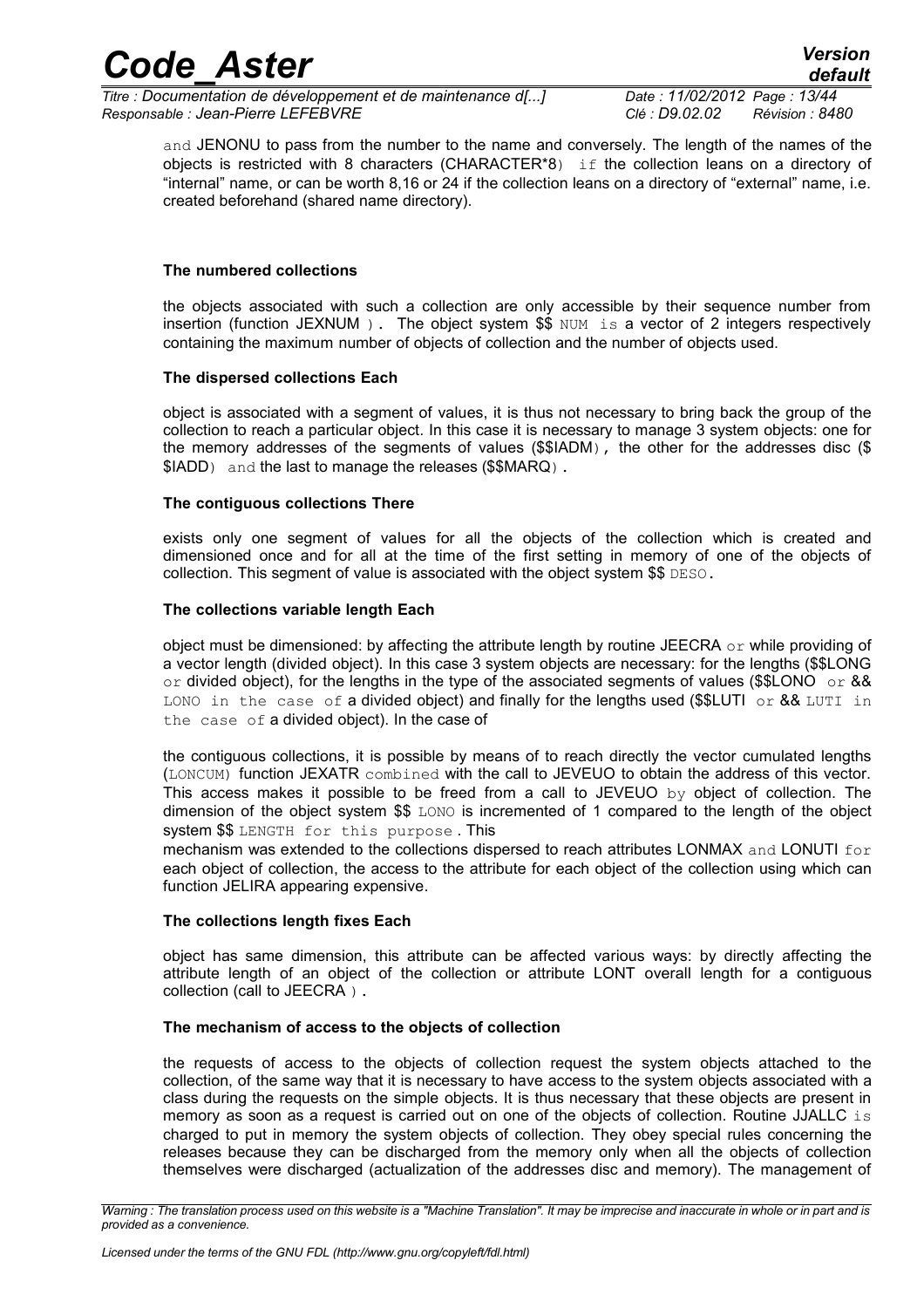and JENONU to pass from the number to the name and conversely. The length of the names of the objects is restricted with 8 characters (CHARACTER*8) if the collection leans on a directory of "internal" name, or can be worth 8,16 or 24 if the collection leans on a directory of "external" name, i.e. created beforehand (shared name directory).

**The numbered collections**

the objects associated with such a collection are only accessible by their sequence number from insertion (function JEXNUM ). The object system $$ NUM is a vector of 2 integers respectively containing the maximum number of objects of collection and the number of objects used.

**The dispersed collections Each**

object is associated with a segment of values, it is thus not necessary to bring back the group of the collection to reach a particular object. In this case it is necessary to manage 3 system objects: one for the memory addresses of the segments of values ($$IADM), the other for the addresses disc ($ $IADD) and the last to manage the releases ($$MARQ).

**The contiguous collections There**

exists only one segment of values for all the objects of the collection which is created and dimensioned once and for all at the time of the first setting in memory of one of the objects of collection. This segment of value is associated with the object system $$ DESO.

**The collections variable length Each**

object must be dimensioned: by affecting the attribute length by routine JEECRA or while providing of a vector length (divided object). In this case 3 system objects are necessary: for the lengths ($$LONG or divided object), for the lengths in the type of the associated segments of values ($$LONO or && LONO in the case of a divided object) and finally for the lengths used ($$LUTI or && LUTI in the case of a divided object). In the case of

the contiguous collections, it is possible by means of to reach directly the vector cumulated lengths (LONCUM) function JEXATR combined with the call to JEVEUO to obtain the address of this vector. This access makes it possible to be freed from a call to JEVEUO by object of collection. The dimension of the object system $$ LONO is incremented of 1 compared to the length of the object system $$ LENGTH for this purpose . This
mechanism was extended to the collections dispersed to reach attributes LONMAX and LONUTI for each object of collection, the access to the attribute for each object of the collection using which can function JELIRA appearing expensive.

**The collections length fixes Each**

object has same dimension, this attribute can be affected various ways: by directly affecting the attribute length of an object of the collection or attribute LONT overall length for a contiguous collection (call to JEECRA ).

**The mechanism of access to the objects of collection**

the requests of access to the objects of collection request the system objects attached to the collection, of the same way that it is necessary to have access to the system objects associated with a class during the requests on the simple objects. It is thus necessary that these objects are present in memory as soon as a request is carried out on one of the objects of collection. Routine JJALLC is charged to put in memory the system objects of collection. They obey special rules concerning the releases because they can be discharged from the memory only when all the objects of collection themselves were discharged (actualization of the addresses disc and memory). The management of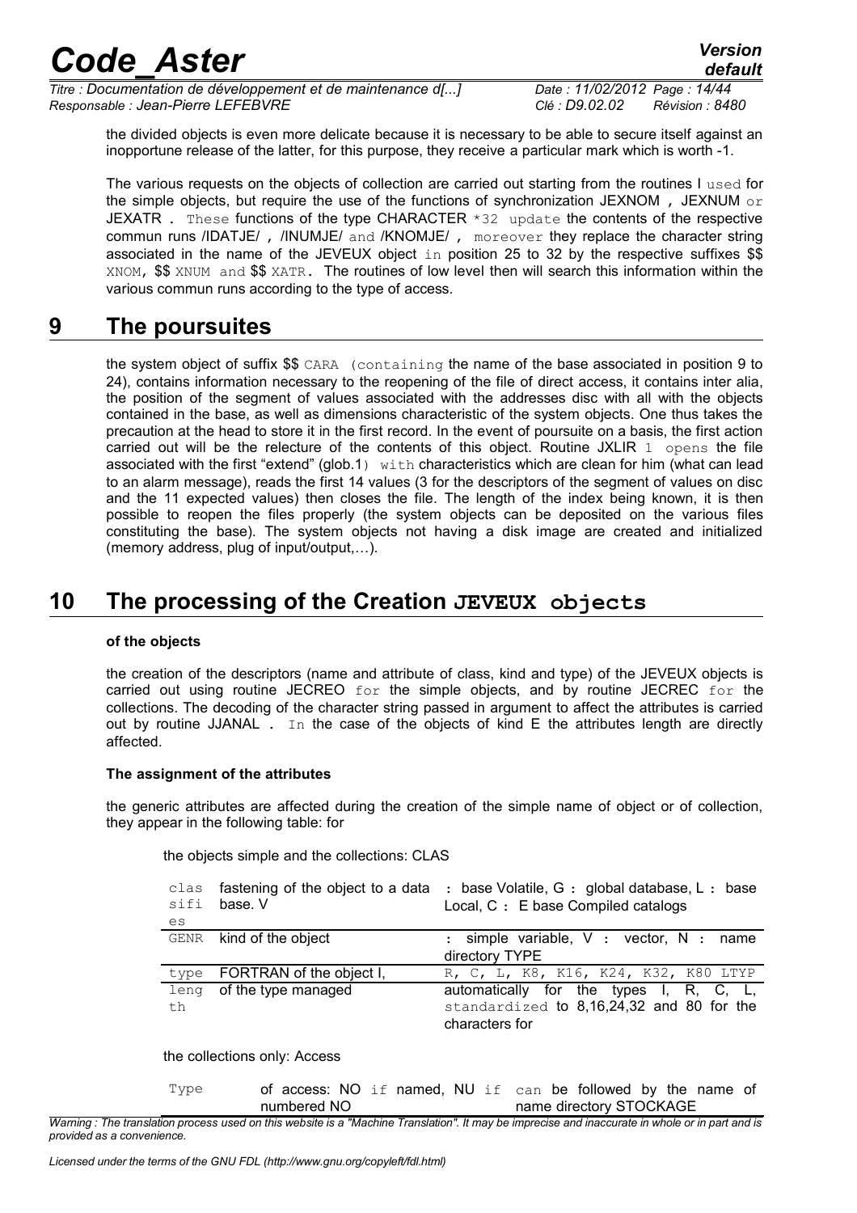the divided objects is even more delicate because it is necessary to be able to secure itself against an inopportune release of the latter, for this purpose, they receive a particular mark which is worth -1.

The various requests on the objects of collection are carried out starting from the routines I used for the simple objects, but require the use of the functions of synchronization JEXNOM , JEXNUM or JEXATR . These functions of the type CHARACTER *32 update the contents of the respective commun runs /IDATJE/ , /INUMJE/ and /KNOMJE/ , moreover they replace the character string associated in the name of the JEVEUX object in position 25 to 32 by the respective suffixes $$ XNOM, $$ XNUM and $$ XATR. The routines of low level then will search this information within the various commun runs according to the type of access.

# 9 The poursuites

the system object of suffix $$ CARA (containing the name of the base associated in position 9 to 24), contains information necessary to the reopening of the file of direct access, it contains inter alia, the position of the segment of values associated with the addresses disc with all with the objects contained in the base, as well as dimensions characteristic of the system objects. One thus takes the precaution at the head to store it in the first record. In the event of poursuite on a basis, the first action carried out will be the relecture of the contents of this object. Routine JXLIR 1 opens the file associated with the first "extend" (glob.1) with characteristics which are clean for him (what can lead to an alarm message), reads the first 14 values (3 for the descriptors of the segment of values on disc and the 11 expected values) then closes the file. The length of the index being known, it is then possible to reopen the files properly (the system objects can be deposited on the various files constituting the base). The system objects not having a disk image are created and initialized (memory address, plug of input/output,…).

# 10 The processing of the Creation JEVEUX objects

**of the objects**

the creation of the descriptors (name and attribute of class, kind and type) of the JEVEUX objects is carried out using routine JECREO for the simple objects, and by routine JECREC for the collections. The decoding of the character string passed in argument to affect the attributes is carried out by routine JJANAL . In the case of the objects of kind E the attributes length are directly affected.

**The assignment of the attributes**

the generic attributes are affected during the creation of the simple name of object or of collection, they appear in the following table: for

the objects simple and the collections: CLAS

| | | |
|---|---|---|
| classifies | fastening of the object to a data base. V | : base Volatile, G : global database, L : base Local, C : E base Compiled catalogs |
| GENR | kind of the object | : simple variable, V : vector, N : name directory TYPE |
| type | FORTRAN of the object I, | R, C, L, K8, K16, K24, K32, K80 LTYP |
| length | of the type managed | automatically for the types I, R, C, L, standardized to 8,16,24,32 and 80 for the characters for |

the collections only: Access

| | | | |
|---|---|---|---|
| Type | of access: NO if named, NU if numbered NO | can be followed by the name of name directory STOCKAGE | |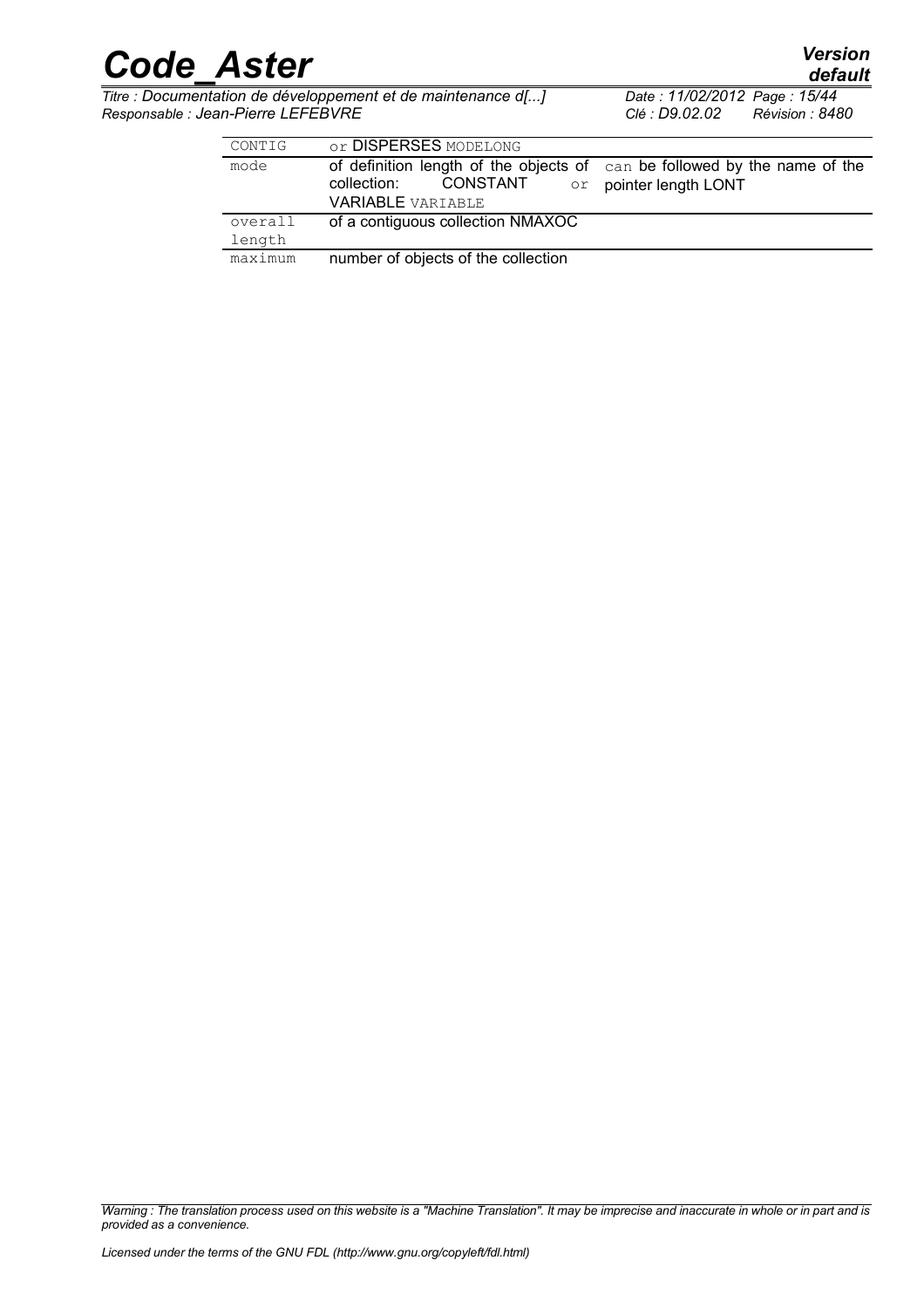| | | |
|---|---|---|
| CONTIG | or **DISPERSES** MODELONG | |
| mode | of definition length of the objects of collection: CONSTANT or VARIABLE VARIABLE | can be followed by the name of the pointer length LONT |
| overall length | of a contiguous collection NMAXOC | |
| maximum | number of objects of the collection | |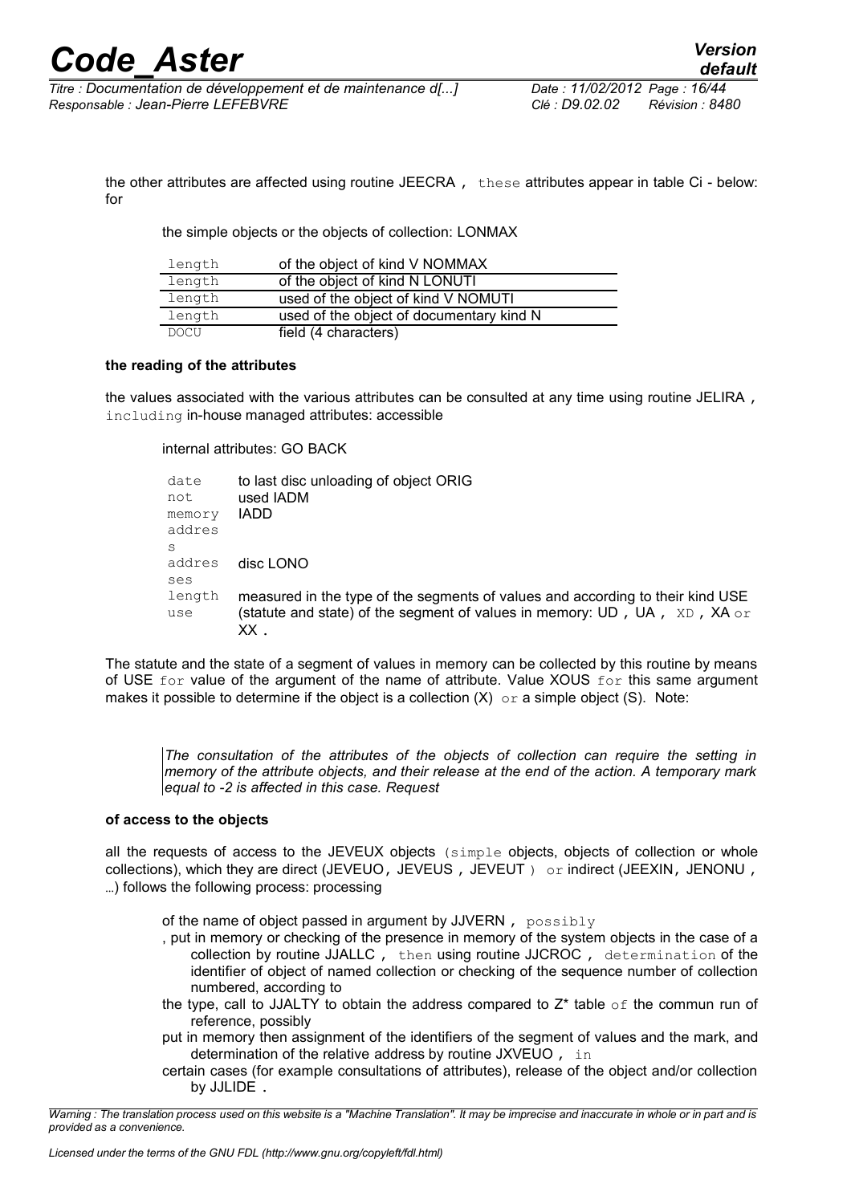the other attributes are affected using routine JEECRA , these attributes appear in table Ci - below: for

the simple objects or the objects of collection: LONMAX

| | |
|---|---|
| length | of the object of kind V NOMMAX |
| length | of the object of kind N LONUTI |
| length | used of the object of kind V NOMUTI |
| length | used of the object of documentary kind N |
| DOCU | field (4 characters) |

**the reading of the attributes**

the values associated with the various attributes can be consulted at any time using routine JELIRA , including in-house managed attributes: accessible

internal attributes: GO BACK

| | |
|---|---|
| date | to last disc unloading of object ORIG |
| not | used IADM |
| memory address | IADD |
| addresses | disc LONO |
| length | measured in the type of the segments of values and according to their kind USE |
| use | (statute and state) of the segment of values in memory: UD , UA , XD , XA or XX . |

The statute and the state of a segment of values in memory can be collected by this routine by means of USE for value of the argument of the name of attribute. Value XOUS for this same argument makes it possible to determine if the object is a collection (X) or a simple object (S). Note:

*The consultation of the attributes of the objects of collection can require the setting in memory of the attribute objects, and their release at the end of the action. A temporary mark equal to -2 is affected in this case. Request*

**of access to the objects**

all the requests of access to the JEVEUX objects (simple objects, objects of collection or whole collections), which they are direct (JEVEUO, JEVEUS , JEVEUT ) or indirect (JEEXIN, JENONU , …) follows the following process: processing

- of the name of object passed in argument by JJVERN , possibly
- , put in memory or checking of the presence in memory of the system objects in the case of a collection by routine JJALLC , then using routine JJCROC , determination of the identifier of object of named collection or checking of the sequence number of collection numbered, according to
- the type, call to JJALTY to obtain the address compared to Z* table of the commun run of reference, possibly
- put in memory then assignment of the identifiers of the segment of values and the mark, and determination of the relative address by routine JXVEUO , in
- certain cases (for example consultations of attributes), release of the object and/or collection by JJLIDE .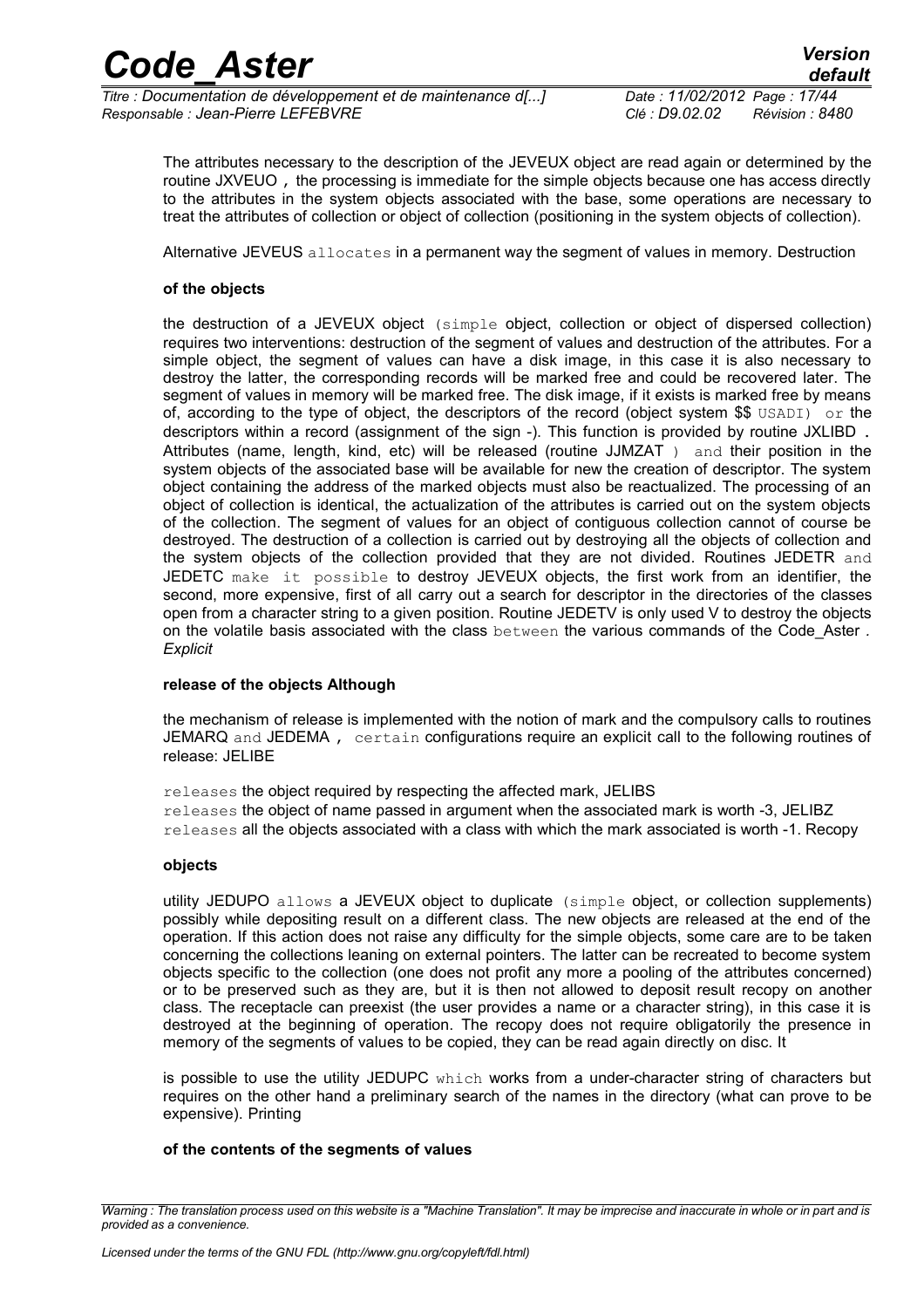The attributes necessary to the description of the JEVEUX object are read again or determined by the routine JXVEUO , the processing is immediate for the simple objects because one has access directly to the attributes in the system objects associated with the base, some operations are necessary to treat the attributes of collection or object of collection (positioning in the system objects of collection).

Alternative JEVEUS allocates in a permanent way the segment of values in memory. Destruction

**of the objects**

the destruction of a JEVEUX object (simple object, collection or object of dispersed collection) requires two interventions: destruction of the segment of values and destruction of the attributes. For a simple object, the segment of values can have a disk image, in this case it is also necessary to destroy the latter, the corresponding records will be marked free and could be recovered later. The segment of values in memory will be marked free. The disk image, if it exists is marked free by means of, according to the type of object, the descriptors of the record (object system $$ USADI) or the descriptors within a record (assignment of the sign -). This function is provided by routine JXLIBD . Attributes (name, length, kind, etc) will be released (routine JJMZAT ) and their position in the system objects of the associated base will be available for new the creation of descriptor. The system object containing the address of the marked objects must also be reactualized. The processing of an object of collection is identical, the actualization of the attributes is carried out on the system objects of the collection. The segment of values for an object of contiguous collection cannot of course be destroyed. The destruction of a collection is carried out by destroying all the objects of collection and the system objects of the collection provided that they are not divided. Routines JEDETR and JEDETC make it possible to destroy JEVEUX objects, the first work from an identifier, the second, more expensive, first of all carry out a search for descriptor in the directories of the classes open from a character string to a given position. Routine JEDETV is only used V to destroy the objects on the volatile basis associated with the class between the various commands of the Code_Aster . *Explicit*

**release of the objects Although**

the mechanism of release is implemented with the notion of mark and the compulsory calls to routines JEMARQ and JEDEMA , certain configurations require an explicit call to the following routines of release: JELIBE

releases the object required by respecting the affected mark, JELIBS
releases the object of name passed in argument when the associated mark is worth -3, JELIBZ
releases all the objects associated with a class with which the mark associated is worth -1. Recopy

**objects**

utility JEDUPO allows a JEVEUX object to duplicate (simple object, or collection supplements) possibly while depositing result on a different class. The new objects are released at the end of the operation. If this action does not raise any difficulty for the simple objects, some care are to be taken concerning the collections leaning on external pointers. The latter can be recreated to become system objects specific to the collection (one does not profit any more a pooling of the attributes concerned) or to be preserved such as they are, but it is then not allowed to deposit result recopy on another class. The receptacle can preexist (the user provides a name or a character string), in this case it is destroyed at the beginning of operation. The recopy does not require obligatorily the presence in memory of the segments of values to be copied, they can be read again directly on disc. It

is possible to use the utility JEDUPC which works from a under-character string of characters but requires on the other hand a preliminary search of the names in the directory (what can prove to be expensive). Printing

**of the contents of the segments of values**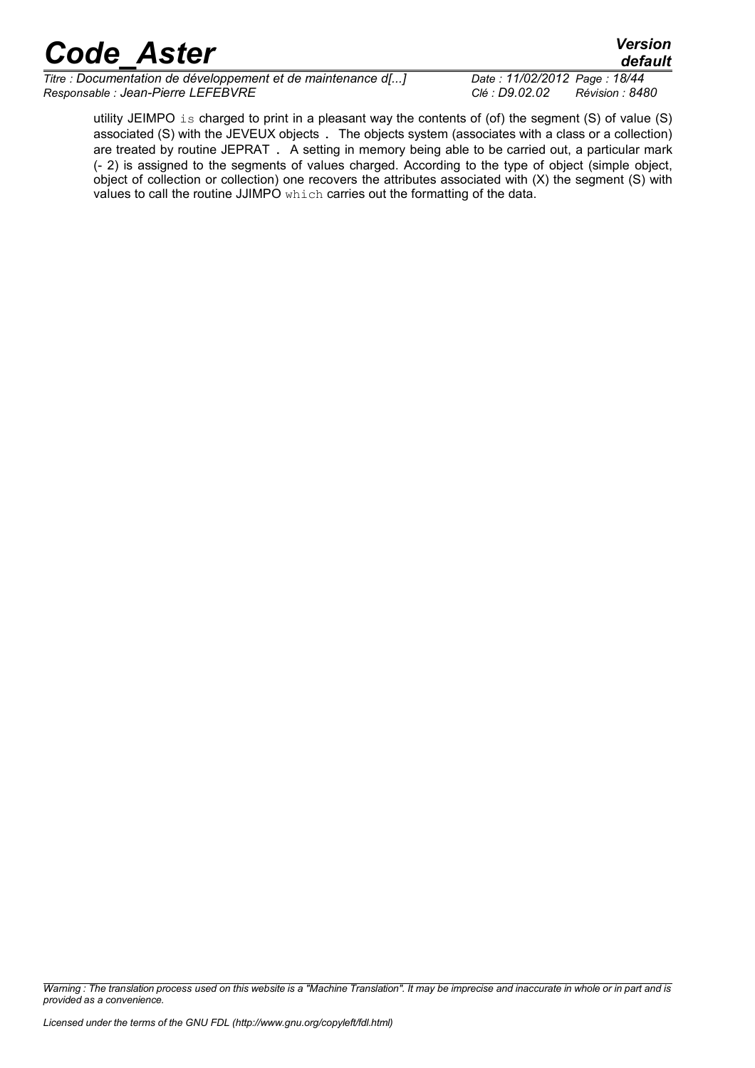utility JEIMPO is charged to print in a pleasant way the contents of (of) the segment (S) of value (S) associated (S) with the JEVEUX objects . The objects system (associates with a class or a collection) are treated by routine JEPRAT . A setting in memory being able to be carried out, a particular mark (- 2) is assigned to the segments of values charged. According to the type of object (simple object, object of collection or collection) one recovers the attributes associated with (X) the segment (S) with values to call the routine JJIMPO which carries out the formatting of the data.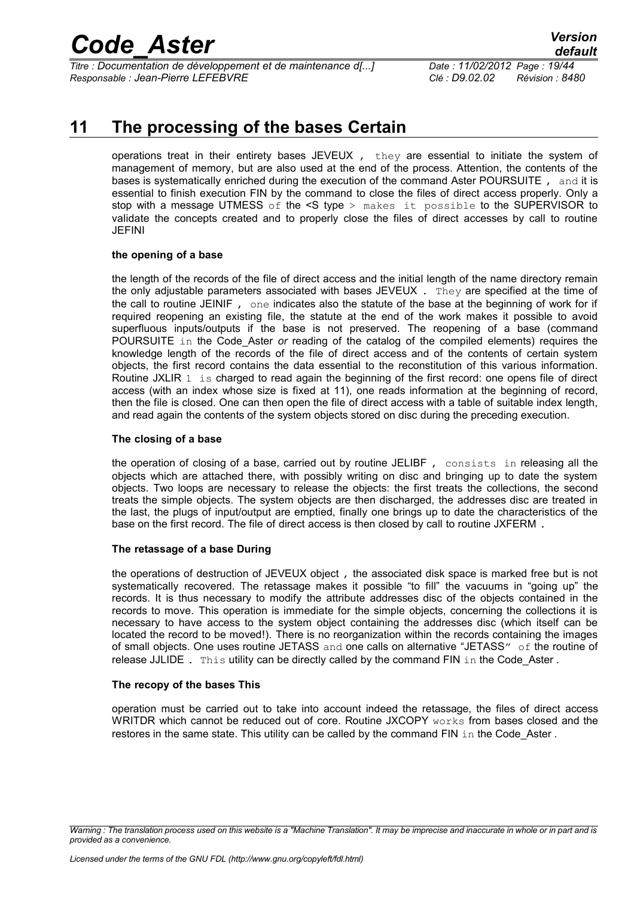# 11 The processing of the bases Certain

operations treat in their entirety bases JEVEUX , they are essential to initiate the system of management of memory, but are also used at the end of the process. Attention, the contents of the bases is systematically enriched during the execution of the command Aster POURSUITE , and it is essential to finish execution FIN by the command to close the files of direct access properly. Only a stop with a message UTMESS of the <S type > makes it possible to the SUPERVISOR to validate the concepts created and to properly close the files of direct accesses by call to routine JEFINI

**the opening of a base**

the length of the records of the file of direct access and the initial length of the name directory remain the only adjustable parameters associated with bases JEVEUX . They are specified at the time of the call to routine JEINIF , one indicates also the statute of the base at the beginning of work for if required reopening an existing file, the statute at the end of the work makes it possible to avoid superfluous inputs/outputs if the base is not preserved. The reopening of a base (command POURSUITE in the Code_Aster *or* reading of the catalog of the compiled elements) requires the knowledge length of the records of the file of direct access and of the contents of certain system objects, the first record contains the data essential to the reconstitution of this various information. Routine JXLIR 1 is charged to read again the beginning of the first record: one opens file of direct access (with an index whose size is fixed at 11), one reads information at the beginning of record, then the file is closed. One can then open the file of direct access with a table of suitable index length, and read again the contents of the system objects stored on disc during the preceding execution.

**The closing of a base**

the operation of closing of a base, carried out by routine JELIBF , consists in releasing all the objects which are attached there, with possibly writing on disc and bringing up to date the system objects. Two loops are necessary to release the objects: the first treats the collections, the second treats the simple objects. The system objects are then discharged, the addresses disc are treated in the last, the plugs of input/output are emptied, finally one brings up to date the characteristics of the base on the first record. The file of direct access is then closed by call to routine JXFERM .

**The retassage of a base During**

the operations of destruction of JEVEUX object , the associated disk space is marked free but is not systematically recovered. The retassage makes it possible "to fill" the vacuums in "going up" the records. It is thus necessary to modify the attribute addresses disc of the objects contained in the records to move. This operation is immediate for the simple objects, concerning the collections it is necessary to have access to the system object containing the addresses disc (which itself can be located the record to be moved!). There is no reorganization within the records containing the images of small objects. One uses routine JETASS and one calls on alternative "JETASS" of the routine of release JJLIDE . This utility can be directly called by the command FIN in the Code_Aster .

**The recopy of the bases This**

operation must be carried out to take into account indeed the retassage, the files of direct access WRITDR which cannot be reduced out of core. Routine JXCOPY works from bases closed and the restores in the same state. This utility can be called by the command FIN in the Code_Aster *.*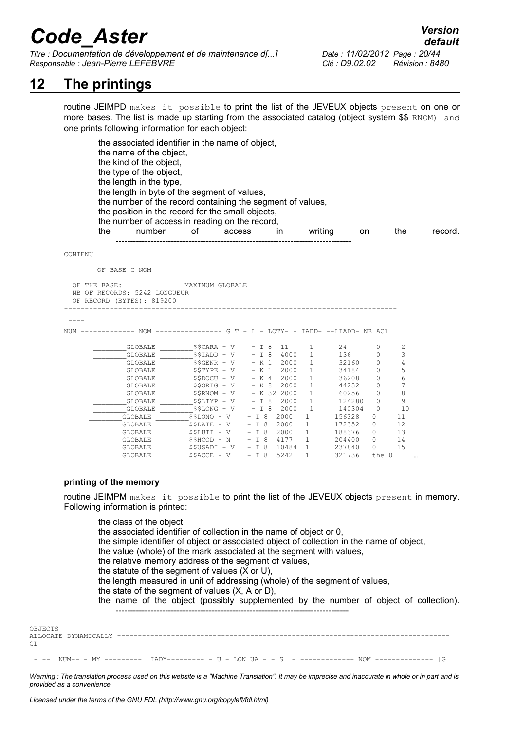# 12 The printings

routine JEIMPD makes it possible to print the list of the JEVEUX objects present on one or more bases. The list is made up starting from the associated catalog (object system $$ RNOM) and one prints following information for each object:

the associated identifier in the name of object,
the name of the object,
the kind of the object,
the type of the object,
the length in the type,
the length in byte of the segment of values,
the number of the record containing the segment of values,
the position in the record for the small objects,
the number of access in reading on the record,
the number of access in writing on the record.

```
        -------------------------------------------------------------------------------
CONTENU

       OF BASE G NOM

  OF THE BASE:              MAXIMUM GLOBALE
  NB OF RECORDS: 5242 LONGUEUR
  OF RECORD (BYTES): 819200
-------------------------------------------------------------------------------
 ----
NUM ------------ NOM --------------- G T - L - LOTY- - IADD- --LIADD- NB AC1

       ________GLOBALE ________$$CARA - V    - I 8  11     1      24      0      2
       ________GLOBALE ________$$IADD - V    - I 8  4000   1      136     0      3
       ________GLOBALE ________$$GENR - V    - K 1  2000   1      32160   0      4
       ________GLOBALE ________$$TYPE - V    - K 1  2000   1      34184   0      5
       ________GLOBALE ________$$DOCU - V    - K 4  2000   1      36208   0      6
       ________GLOBALE ________$$ORIG - V    - K 8  2000   1      44232   0      7
       ________GLOBALE ________$$RNOM - V    - K 32 2000   1      60256   0      8
       ________GLOBALE ________$$LTYP - V    - I 8  2000   1      124280  0      9
       ________GLOBALE ________$$LONG - V    - I 8  2000   1      140304  0      10
      ________GLOBALE ________$$LONO - V    - I 8  2000   1      156328  0      11
      ________GLOBALE ________$$DATE - V    - I 8  2000   1      172352  0      12
      ________GLOBALE ________$$LUTI - V    - I 8  2000   1      188376  0      13
      ________GLOBALE ________$$HCOD - N    - I 8  4177   1      204400  0      14
      ________GLOBALE ________$$USADI - V   - I 8  10484  1      237840  0      15
      ________GLOBALE ________$$ACCE - V    - I 8  5242   1      321736  the 0    …
```

**printing of the memory**

routine JEIMPM makes it possible to print the list of the JEVEUX objects present in memory. Following information is printed:

the class of the object,
the associated identifier of collection in the name of object or 0,
the simple identifier of object or associated object of collection in the name of object,
the value (whole) of the mark associated at the segment with values,
the relative memory address of the segment of values,
the statute of the segment of values (X or U),
the length measured in unit of addressing (whole) of the segment of values,
the state of the segment of values (X, A or D),
the name of the object (possibly supplemented by the number of object of collection).

```
        -------------------------------------------------------------------------------
OBJECTS
ALLOCATE DYNAMICALLY ----------------------------------------------------------------------------
CL

 - --  NUM-- - MY ---------  IADY--------- - U - LON UA - - S  - ------------- NOM ------------- |G
```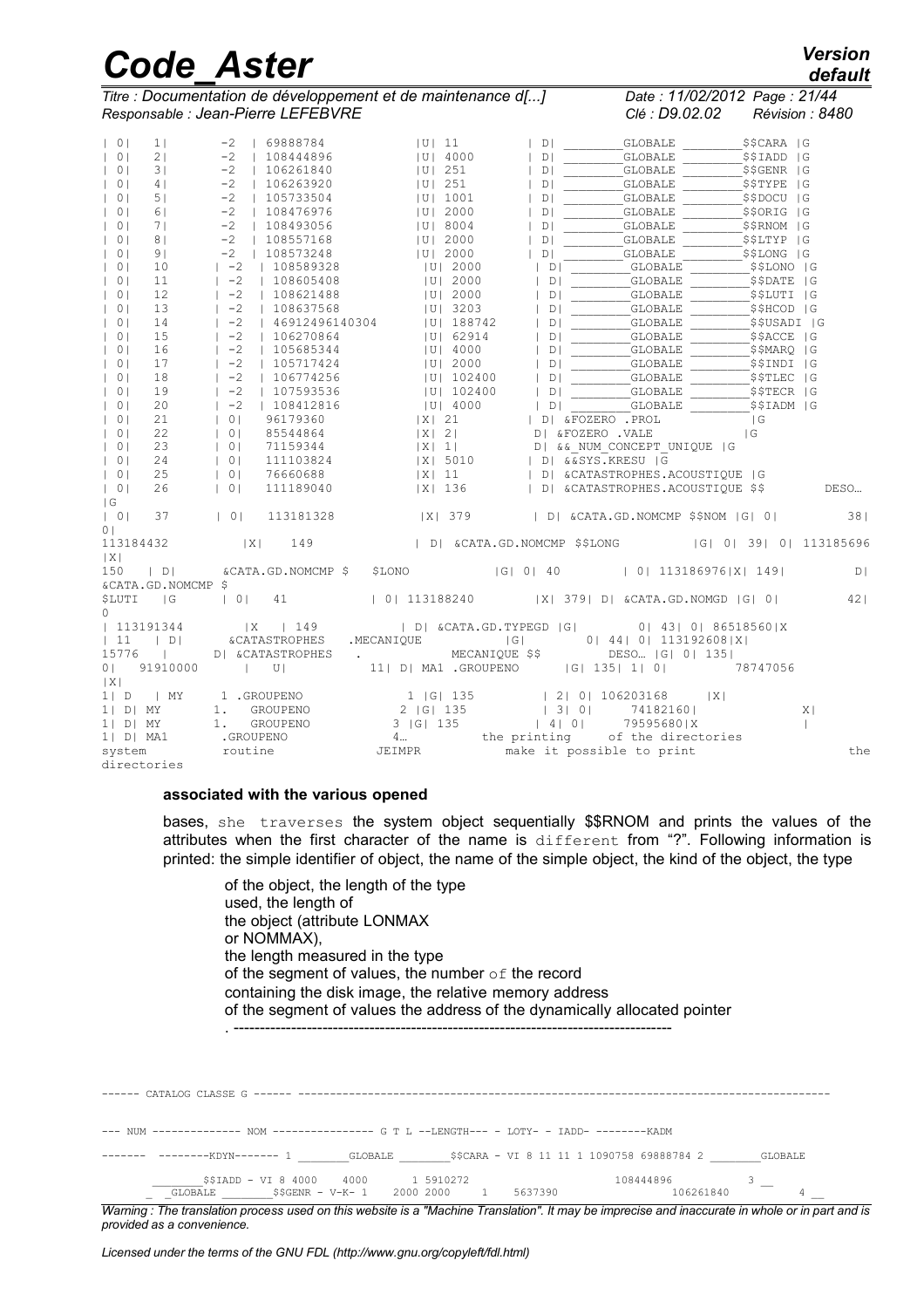```
| 0|   1|      -2  | 69888784          |U| 11          | D| ________GLOBALE ________$$CARA |G
| 0|   2|      -2  | 108444896         |U| 4000        | D| ________GLOBALE ________$$IADD |G
| 0|   3|      -2  | 106261840         |U| 251         | D| ________GLOBALE ________$$GENR |G
| 0|   4|      -2  | 106263920         |U| 251         | D| ________GLOBALE ________$$TYPE |G
| 0|   5|      -2  | 105733504         |U| 1001        | D| ________GLOBALE ________$$DOCU |G
| 0|   6|      -2  | 108476976         |U| 2000        | D| ________GLOBALE ________$$ORIG |G
| 0|   7|      -2  | 108493056         |U| 8004        | D| ________GLOBALE ________$$RNOM |G
| 0|   8|      -2  | 108557168         |U| 2000        | D| ________GLOBALE ________$$LTYP |G
| 0|   9|      -2  | 108573248         |U| 2000        | D| ________GLOBALE ________$$LONG |G
| 0|   10    | -2  | 108589328          |U| 2000       | D| ________GLOBALE ________$$LONO |G
| 0|   11    | -2  | 108605408          |U| 2000       | D| ________GLOBALE ________$$DATE |G
| 0|   12    | -2  | 108621488          |U| 2000       | D| ________GLOBALE ________$$LUTI |G
| 0|   13    | -2  | 108637568          |U| 3203       | D| ________GLOBALE ________$$HCOD |G
| 0|   14    | -2  | 46912496140304     |U| 188742     | D| ________GLOBALE ________$$USADI |G
| 0|   15    | -2  | 106270864          |U| 62914      | D| ________GLOBALE ________$$ACCE |G
| 0|   16    | -2  | 105685344          |U| 4000       | D| ________GLOBALE ________$$MARQ |G
| 0|   17    | -2  | 105717424          |U| 2000       | D| ________GLOBALE ________$$INDI |G
| 0|   18    | -2  | 106774256          |U| 102400     | D| ________GLOBALE ________$$TLEC |G
| 0|   19    | -2  | 107593536          |U| 102400     | D| ________GLOBALE ________$$TECR |G
| 0|   20    | -2  | 108412816          |U| 4000       | D| ________GLOBALE ________$$IADM |G
| 0|   21    | 0|    96179360          |X| 21         | D| &FOZERO .PROL             |G
| 0|   22    | 0|    85544864          |X| 2|          D| &FOZERO .VALE             |G
| 0|   23    | 0|    71159344          |X| 1|          D| &&_NUM_CONCEPT_UNIQUE |G
| 0|   24    | 0|    111103824         |X| 5010       | D| &&SYS.KRESU |G
| 0|   25    | 0|    76660688          |X| 11         | D| &CATASTROPHES.ACOUSTIQUE |G
| 0|   26    | 0|    111189040         |X| 136        | D| &CATASTROPHES.ACOUSTIQUE $$        DESO…
|G
| 0|   37    | 0|    113181328         |X| 379        | D| &CATA.GD.NOMCMP $$NOM |G| 0|         38|
0|
113184432         |X|    149            | D| &CATA.GD.NOMCMP $$LONG           |G| 0| 39| 0| 113185696
|X|
150   | D|      &CATA.GD.NOMCMP $   $LONO           |G| 0| 40        | 0| 113186976|X| 149|        D|
&CATA.GD.NOMCMP $
$LUTI   |G      | 0|   41          | 0| 113188240      |X| 379| D| &CATA.GD.NOMGD |G| 0|        42|
0
| 113191344       |X   | 149            | D| &CATA.GD.TYPEGD |G|        0| 43| 0| 86518560|X
| 11   | D|      &CATASTROPHES   .MECANIQUE         |G|        0| 44| 0| 113192608|X|
15776   |      D| &CATASTROPHES   .               MECANIQUE $$         DESO… |G| 0| 135|
0|   91910000      |   U|          11| D| MA1 .GROUPENO       |G| 135| 1| 0|         78747056
|X|
1| D   | MY     1 .GROUPENO            1 |G| 135          | 2| 0| 106203168     |X|
1| D| MY      1.   GROUPENO            2 |G| 135          | 3| 0|    74182160|                X|
1| D| MY      1.   GROUPENO            3 |G| 135          | 4| 0|    79595680|X              |
1| D| MA1      .GROUPENO             4…            the printing    of the directories
system            routine              JEIMPR           make it possible to print                      the
directories
```

**associated with the various opened**

bases, she traverses the system object sequentially $$RNOM and prints the values of the attributes when the first character of the name is different from "?". Following information is printed: the simple identifier of object, the name of the simple object, the kind of the object, the type

of the object, the length of the type
used, the length of
the object (attribute LONMAX
or NOMMAX),
the length measured in the type
of the segment of values, the number of the record
containing the disk image, the relative memory address
of the segment of values the address of the dynamically allocated pointer
. ----------------------------------------------------------------------------------

```
------ CATALOG CLASSE G ------ --------------------------------------------------------------------------------

--- NUM -------------- NOM ---------------- G T L --LENGTH--- - LOTY- - IADD- --------KADM

------- --------KDYN------- 1 ________GLOBALE ________$$CARA - VI 8 11 11 1 1090758 69888784 2 ________GLOBALE

        ________$$IADD - VI 8 4000    4000      1 5910272                   108444896           3 __
      _ _GLOBALE ________$$GENR - V-K- 1    2000 2000     1    5637390                  106261840           4 __
```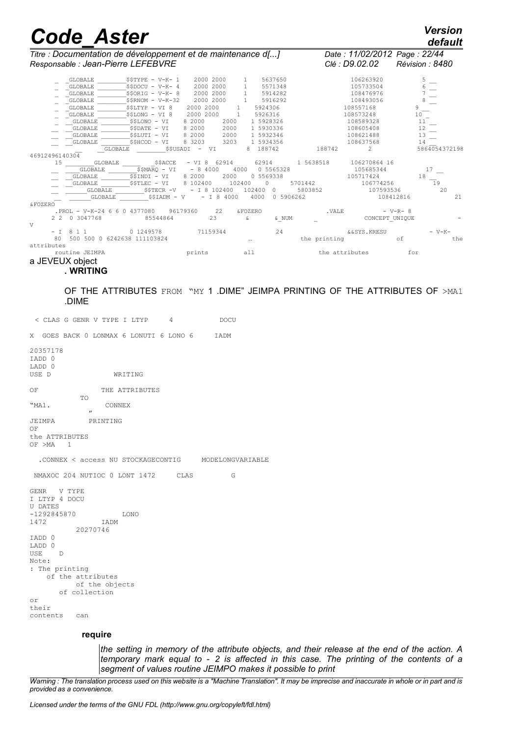```
_ _GLOBALE ________$$TYPE - V-K- 1    2000 2000     1     5637650                106263920          5 __
_ _GLOBALE ________$$DOCU - V-K- 4    2000 2000     1     5571348                105733504          6 __
_ _GLOBALE ________$$ORIG - V-K- 8    2000 2000     1     5914282                108476976          7 __
_ _GLOBALE ________$$RNOM - V-K-32    2000 2000     1     5916292                108493056          8 __
_ _GLOBALE ________$$LTYP - VI 8    2000 2000     1    5924306                108557168          9 __
_ _GLOBALE ________$$LONG - VI 8    2000 2000     1    5926316                108573248          10 __
_ __GLOBALE ________$$LONO - VI    8 2000     2000    1 5928326                108589328          11 __
__ __GLOBALE ________$$DATE - VI    8 2000     2000    1 5930336                108605408          12 __
__ __GLOBALE ________$$LUTI - VI    8 2000     2000    1 5932346                108621488          13 __
__ __GLOBALE ________$$HCOD - VI    8 3203     3203    1 5934356                108637568          14 __
__ __GLOBALE ________$$USADI - VI        8 188742          188742         2              5864054372198
46912496140304
15 _______GLOBALE ______$$ACCE  - VI 8  62914      62914      1 5638518      106270864 16
__ ___GLOBALE ______$$MARQ - VI    - 8 4000    4000   0 5565328           105685344          17 __
__ __GLOBALE ________$$INDI - VI    8 2000     2000   0 5569338           105717424          18 __
__ __GLOBALE ________$$TLEC - VI    8 102400    102400    0      5701442           106774256          19
__ ______GLOBALE ________$$TECR -V    - I 8 102400   102400  0      5803852           107593536          20
__ ______GLOBALE ________$$IADM - V    - I 8 4000    4000  0 5906262                108412816          21
&FOZERO
.PROL - V-K-24 6 6 0 4377080    96179360     22     &FOZERO              .VALE           - V-R- 8
2 2  0 3047768          85544864          23        &       &_NUM      _           CONCEPT_UNIQUE          -
V
- I  8 1 1            0 1249578         71159344              24                  &&SYS.KRESU           - V-K-
80  500 500 0 6242638 111103824                       …              the printing              of          the
attributes
routine JEIMPA                      prints          all              the attributes           for
```

a JEVEUX object

**. WRITING**

OF THE ATTRIBUTES FROM "MY 1 .DIME" JEIMPA PRINTING OF THE ATTRIBUTES OF >MA1 .DIME

```
 < CLAS G GENR V TYPE I LTYP     4            DOCU

X  GOES BACK 0 LONMAX 6 LONUTI 6 LONO 6     IADM

20357178
IADD 0
LADD 0
USE D              WRITING

OF               THE ATTRIBUTES
           TO
"MA1.            CONNEX
               "
JEIMPA        PRINTING
OF
the ATTRIBUTES
OF >MA   1

  .CONNEX < access NU STOCKAGECONTIG     MODELONGVARIABLE

 NMAXOC 204 NUTIOC 0 LONT 1472     CLAS         G

GENR   V TYPE
I LTYP 4 DOCU
U DATES
-1292845870           LONO
1472             IADM
          20270746
IADD 0
LADD 0
USE    D
Note:
: The printing
    of the attributes
          of the objects
       of collection
or
their
contents   can
```

**require**

*the setting in memory of the attribute objects, and their release at the end of the action. A temporary mark equal to - 2 is affected in this case. The printing of the contents of a segment of values routine JEIMPO makes it possible to print*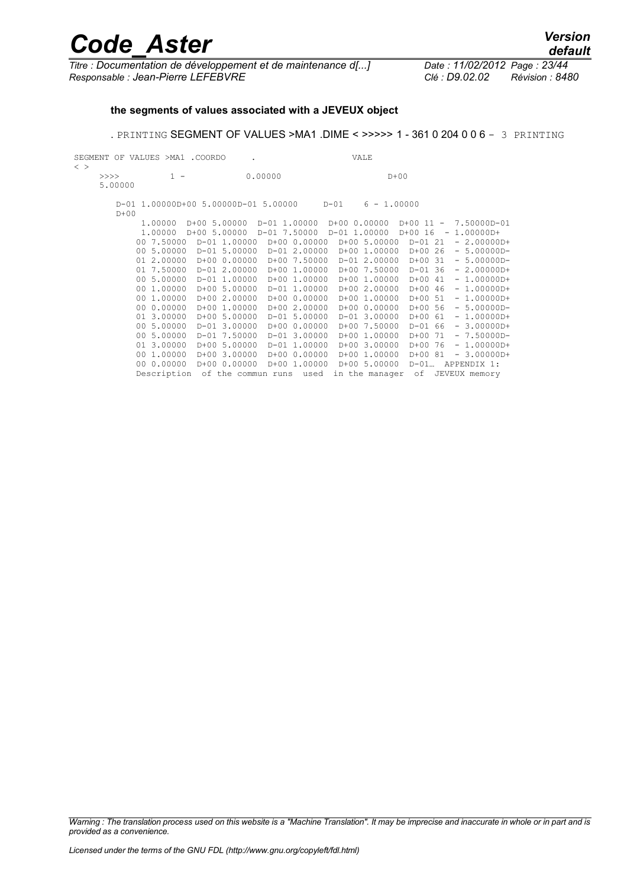**the segments of values associated with a JEVEUX object**

. PRINTING SEGMENT OF VALUES >MA1 .DIME < >>>>> 1 - 361 0 204 0 0 6 - 3 PRINTING

```
SEGMENT OF VALUES >MA1 .COORDO      .                    VALE
< >
    >>>>         1 -             0.00000                    D+00
    5.00000

      D-01 1.00000D+00 5.00000D-01 5.00000     D-01    6 - 1.00000
      D+00
          1.00000  D+00 5.00000  D-01 1.00000  D+00 0.00000  D+00 11 -  7.50000D-01
          1.00000  D+00 5.00000  D-01 7.50000  D-01 1.00000  D+00 16  - 1.00000D+
         00 7.50000  D-01 1.00000  D+00 0.00000  D+00 5.00000  D-01 21  - 2.00000D+
         00 5.00000  D-01 5.00000  D-01 2.00000  D+00 1.00000  D+00 26  - 5.00000D-
         01 2.00000  D+00 0.00000  D+00 7.50000  D-01 2.00000  D+00 31  - 5.00000D-
         01 7.50000  D-01 2.00000  D+00 1.00000  D+00 7.50000  D-01 36  - 2.00000D+
         00 5.00000  D-01 1.00000  D+00 1.00000  D+00 1.00000  D+00 41  - 1.00000D+
         00 1.00000  D+00 5.00000  D-01 1.00000  D+00 2.00000  D+00 46  - 1.00000D+
         00 1.00000  D+00 2.00000  D+00 0.00000  D+00 1.00000  D+00 51  - 1.00000D+
         00 0.00000  D+00 1.00000  D+00 2.00000  D+00 0.00000  D+00 56  - 5.00000D-
         01 3.00000  D+00 5.00000  D-01 5.00000  D-01 3.00000  D+00 61  - 1.00000D+
         00 5.00000  D-01 3.00000  D+00 0.00000  D+00 7.50000  D-01 66  - 3.00000D+
         00 5.00000  D-01 7.50000  D-01 3.00000  D+00 1.00000  D+00 71  - 7.50000D-
         01 3.00000  D+00 5.00000  D-01 1.00000  D+00 3.00000  D+00 76  - 1.00000D+
         00 1.00000  D+00 3.00000  D+00 0.00000  D+00 1.00000  D+00 81  - 3.00000D+
         00 0.00000  D+00 0.00000  D+00 1.00000  D+00 5.00000  D-01… APPENDIX 1:
         Description  of the commun runs  used  in the manager  of  JEVEUX memory
```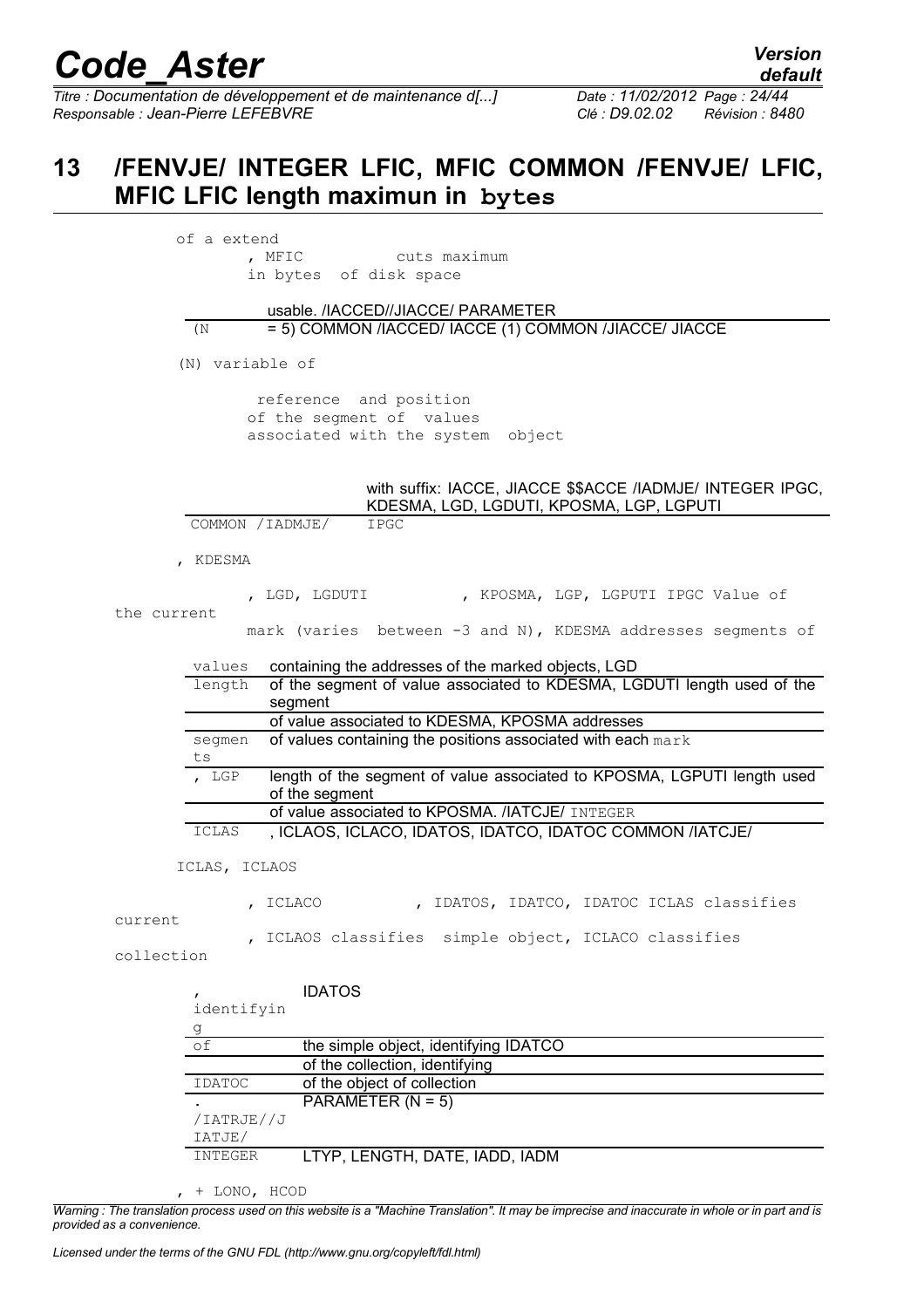## 13 /FENVJE/ INTEGER LFIC, MFIC COMMON /FENVJE/ LFIC, MFIC LFIC length maximun in bytes

of a extend
, MFIC cuts maximum
in bytes of disk space

usable. /IACCED//JIACCE/ PARAMETER

| | |
|---|---|
| (N | = 5) COMMON /IACCED/ IACCE (1) COMMON /JIACCE/ JIACCE |

(N) variable of

reference and position
of the segment of values
associated with the system object

with suffix: IACCE, JIACCE $$ACCE /IADMJE/ INTEGER IPGC, KDESMA, LGD, LGDUTI, KPOSMA, LGP, LGPUTI

| | |
|---|---|
| COMMON /IADMJE/ | IPGC |

, KDESMA

, LGD, LGDUTI , KPOSMA, LGP, LGPUTI IPGC Value of the current
mark (varies between -3 and N), KDESMA addresses segments of

| | |
|---|---|
| values | containing the addresses of the marked objects, LGD |
| length | of the segment of value associated to KDESMA, LGDUTI length used of the segment |
| | of value associated to KDESMA, KPOSMA addresses |
| segments | of values containing the positions associated with each mark |
| , LGP | length of the segment of value associated to KPOSMA, LGPUTI length used of the segment |
| | of value associated to KPOSMA. /IATCJE/ INTEGER |
| ICLAS | , ICLAOS, ICLACO, IDATOS, IDATCO, IDATOC COMMON /IATCJE/ |

ICLAS, ICLAOS

, ICLACO , IDATOS, IDATCO, IDATOC ICLAS classifies current
, ICLAOS classifies simple object, ICLACO classifies collection

| | |
|---|---|
| , identifying | IDATOS |
| of | the simple object, identifying IDATCO |
| | of the collection, identifying |
| IDATOC | of the object of collection |
| . /IATRJE//JIATJE/ | PARAMETER (N = 5) |
| INTEGER | LTYP, LENGTH, DATE, IADD, IADM |

, + LONO, HCOD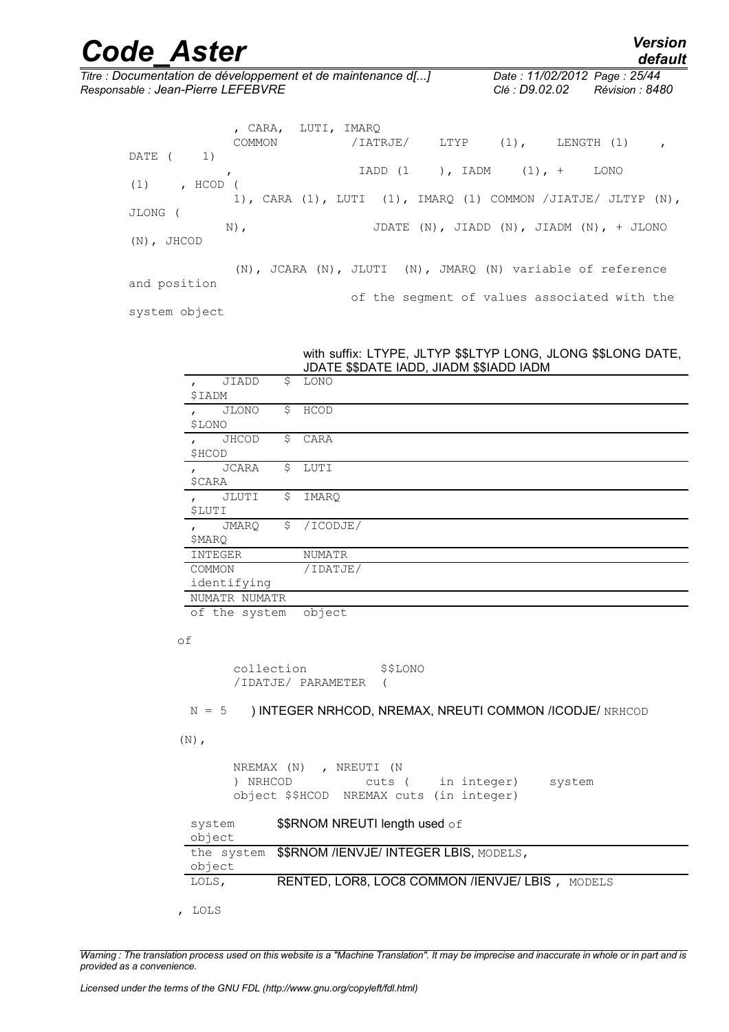, CARA, LUTI, IMARQ
COMMON /IATRJE/ LTYP (1), LENGTH (1) ,
DATE ( 1)
, IADD (1 ), IADM (1), + LONO
(1) , HCOD (
1), CARA (1), LUTI (1), IMARQ (1) COMMON /JIATJE/ JLTYP (N),
JLONG (
N), JDATE (N), JIADD (N), JIADM (N), + JLONO
(N), JHCOD

(N), JCARA (N), JLUTI (N), JMARQ (N) variable of reference
and position
of the segment of values associated with the
system object

with suffix: LTYPE, JLTYP $$LTYP LONG, JLONG $$LONG DATE, JDATE $$DATE IADD, JIADM $$IADD IADM

| | |
|---|---|
| , JIADD $IADM | $ LONO |
| , JLONO $LONO | $ HCOD |
| , JHCOD $HCOD | $ CARA |
| , JCARA $CARA | $ LUTI |
| , JLUTI $LUTI | $ IMARQ |
| , JMARQ $MARQ | $ /ICODJE/ |
| INTEGER | NUMATR |
| COMMON identifying | /IDATJE/ |
| NUMATR NUMATR | |
| of the system | object |

of

collection $$LONO
/IDATJE/ PARAMETER (

N = 5 ) INTEGER NRHCOD, NREMAX, NREUTI COMMON /ICODJE/ NRHCOD

(N),

NREMAX (N) , NREUTI (N
) NRHCOD cuts ( in integer) system
object $$HCOD NREMAX cuts (in integer)

| | |
|---|---|
| system object | $$RNOM NREUTI length used of |
| the system object | $$RNOM /IENVJE/ INTEGER LBIS, MODELS, |
| LOLS, | RENTED, LOR8, LOC8 COMMON /IENVJE/ LBIS , MODELS |

, LOLS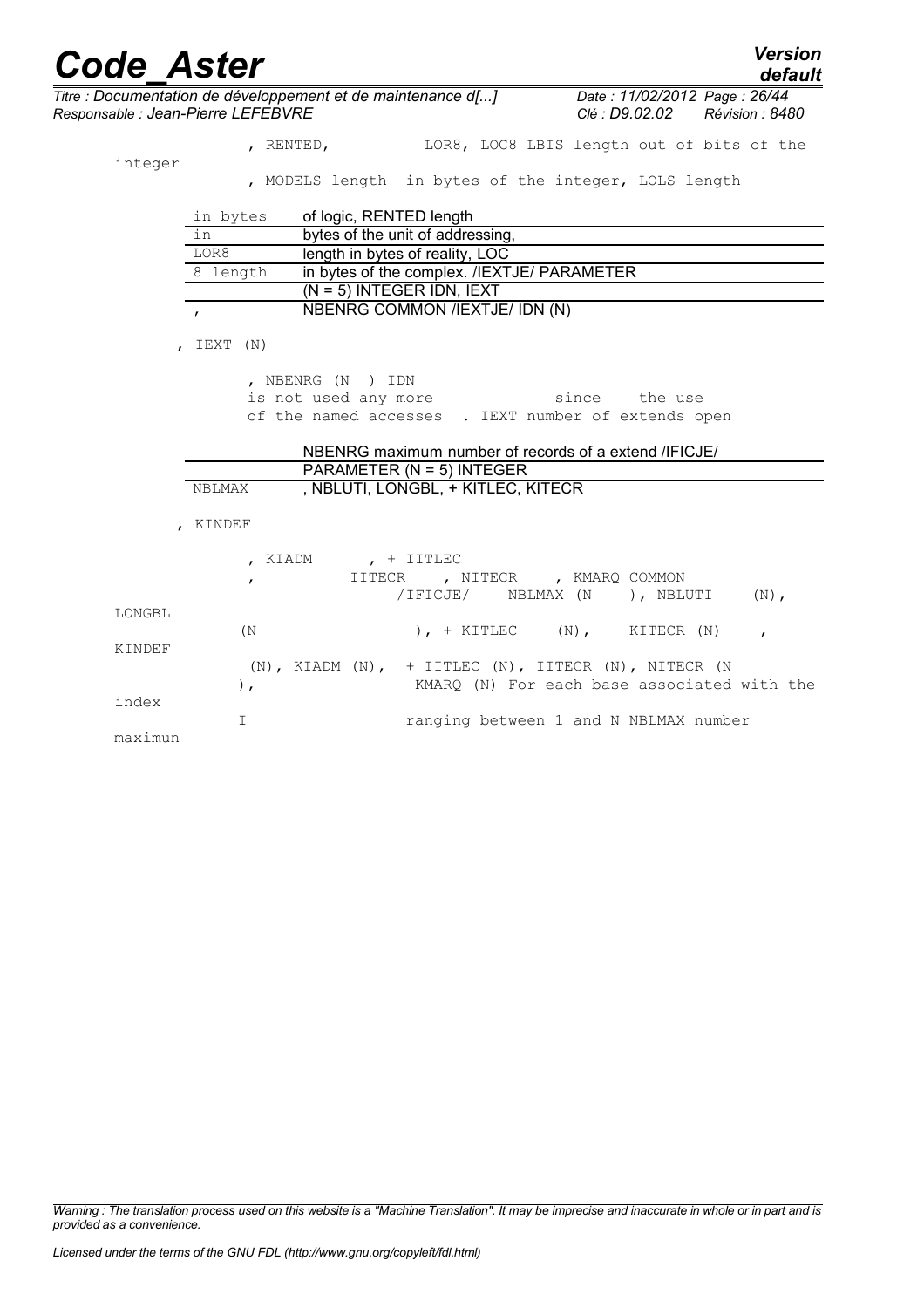, RENTED, LOR8, LOC8 LBIS length out of bits of the integer

, MODELS length in bytes of the integer, LOLS length

| | |
|---|---|
| in bytes | of logic, RENTED length |
| in | bytes of the unit of addressing, |
| LOR8 | length in bytes of reality, LOC |
| 8 length | in bytes of the complex. /IEXTJE/ PARAMETER |
| | (N = 5) INTEGER IDN, IEXT |
| , | NBENRG COMMON /IEXTJE/ IDN (N) |

, IEXT (N)

, NBENRG (N ) IDN is not used any more since the use of the named accesses . IEXT number of extends open

| | |
|---|---|
| | NBENRG maximum number of records of a extend /IFICJE/ |
| | PARAMETER (N = 5) INTEGER |
| NBLMAX | , NBLUTI, LONGBL, + KITLEC, KITECR |

, KINDEF

, KIADM , + IITLEC , IITECR , NITECR , KMARQ COMMON /IFICJE/ NBLMAX (N ), NBLUTI (N), LONGBL (N ), + KITLEC (N), KITECR (N) , KINDEF (N), KIADM (N), + IITLEC (N), IITECR (N), NITECR (N ), KMARQ (N) For each base associated with the index I ranging between 1 and N NBLMAX number maximun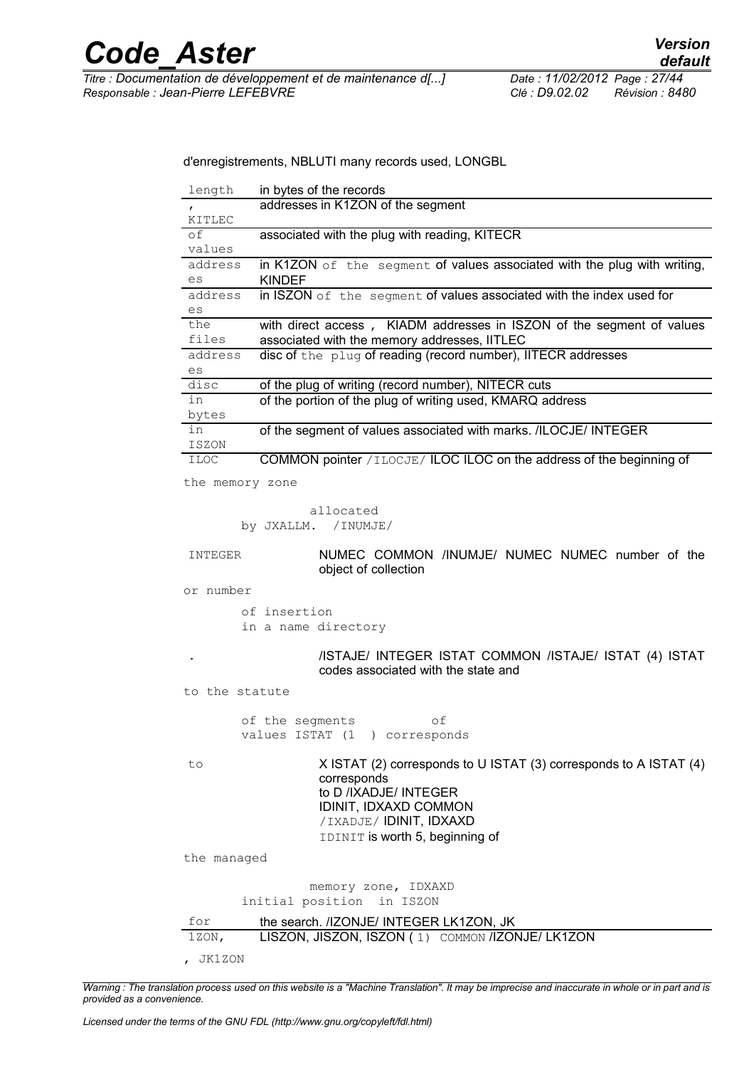d'enregistrements, NBLUTI many records used, LONGBL

| | |
|---|---|
| length | in bytes of the records |
| , KITLEC | addresses in K1ZON of the segment |
| of values | associated with the plug with reading, KITECR |
| addresses | in K1ZON of the segment of values associated with the plug with writing, KINDEF |
| addresses | in ISZON of the segment of values associated with the index used for |
| the files | with direct access , KIADM addresses in ISZON of the segment of values associated with the memory addresses, IITLEC |
| addresses | disc of the plug of reading (record number), IITECR addresses |
| disc | of the plug of writing (record number), NITECR cuts |
| in bytes | of the portion of the plug of writing used, KMARQ address |
| in ISZON | of the segment of values associated with marks. /ILOCJE/ INTEGER |
| ILOC | COMMON pointer /ILOCJE/ ILOC ILOC on the address of the beginning of |

the memory zone

allocated
by JXALLM. /INUMJE/

INTEGER NUMEC COMMON /INUMJE/ NUMEC NUMEC number of the object of collection

or number

of insertion
in a name directory

. /ISTAJE/ INTEGER ISTAT COMMON /ISTAJE/ ISTAT (4) ISTAT codes associated with the state and

to the statute

of the segments of
values ISTAT (1 ) corresponds

to X ISTAT (2) corresponds to U ISTAT (3) corresponds to A ISTAT (4) corresponds
to D /IXADJE/ INTEGER
IDINIT, IDXAXD COMMON
/IXADJE/ IDINIT, IDXAXD
IDINIT is worth 5, beginning of

the managed

memory zone, IDXAXD
initial position in ISZON

| | |
|---|---|
| for | the search. /IZONJE/ INTEGER LK1ZON, JK |
| 1ZON, | LISZON, JISZON, ISZON ( 1) COMMON /IZONJE/ LK1ZON |

, JK1ZON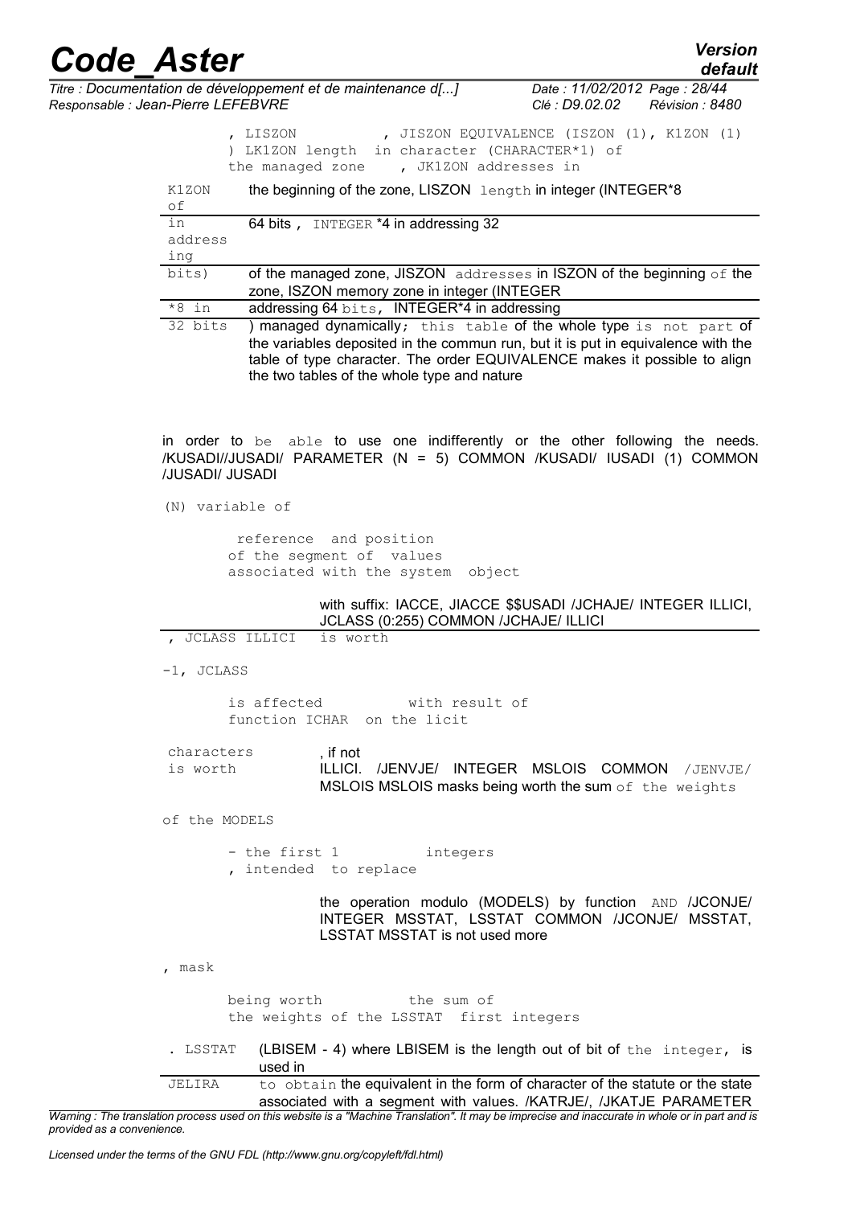, LISZON , JISZON EQUIVALENCE (ISZON (1), K1ZON (1) ) LK1ZON length in character (CHARACTER*1) of the managed zone , JK1ZON addresses in

| | |
|---|---|
| K1ZON of | the beginning of the zone, LISZON length in integer (INTEGER*8 |
| in addressing | 64 bits , INTEGER *4 in addressing 32 |
| bits) | of the managed zone, JISZON addresses in ISZON of the beginning of the zone, ISZON memory zone in integer (INTEGER |
| *8 in | addressing 64 bits, INTEGER*4 in addressing |
| 32 bits | ) managed dynamically; this table of the whole type is not part of the variables deposited in the commun run, but it is put in equivalence with the table of type character. The order EQUIVALENCE makes it possible to align the two tables of the whole type and nature |

in order to be able to use one indifferently or the other following the needs. /KUSADI//JUSADI/ PARAMETER (N = 5) COMMON /KUSADI/ IUSADI (1) COMMON /JUSADI/ JUSADI

(N) variable of

reference and position of the segment of values associated with the system object

with suffix: IACCE, JIACCE $$USADI /JCHAJE/ INTEGER ILLICI, JCLASS (0:255) COMMON /JCHAJE/ ILLICI

, JCLASS ILLICI is worth

-1, JCLASS

is affected with result of function ICHAR on the licit

characters is worth , if not ILLICI. /JENVJE/ INTEGER MSLOIS COMMON /JENVJE/ MSLOIS MSLOIS masks being worth the sum of the weights

of the MODELS

- the first 1 integers , intended to replace

the operation modulo (MODELS) by function AND /JCONJE/ INTEGER MSSTAT, LSSTAT COMMON /JCONJE/ MSSTAT, LSSTAT MSSTAT is not used more

, mask

being worth the sum of the weights of the LSSTAT first integers

. LSSTAT (LBISEM - 4) where LBISEM is the length out of bit of the integer, is used in

JELIRA to obtain the equivalent in the form of character of the statute or the state associated with a segment with values. /KATRJE/, /JKATJE PARAMETER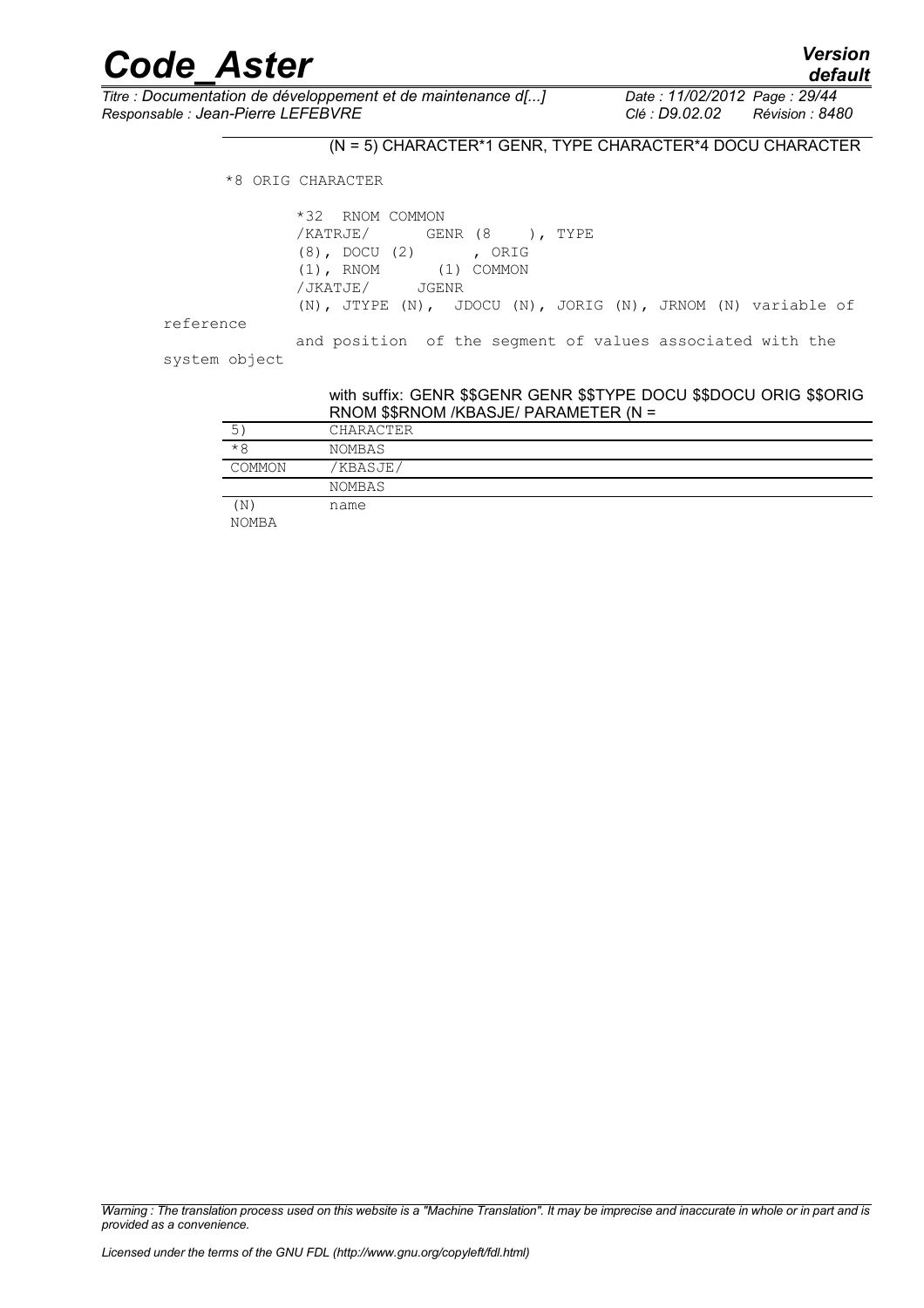(N = 5) CHARACTER*1 GENR, TYPE CHARACTER*4 DOCU CHARACTER

```
*8 ORIG CHARACTER

        *32  RNOM COMMON
        /KATRJE/      GENR (8    ), TYPE
        (8), DOCU (2)       , ORIG
        (1), RNOM      (1) COMMON
        /JKATJE/     JGENR
        (N), JTYPE (N),  JDOCU (N), JORIG (N), JRNOM (N) variable of
reference
        and position  of the segment of values associated with the
system object
```

with suffix: GENR $$GENR GENR $$TYPE DOCU $$DOCU ORIG $$ORIG RNOM $$RNOM /KBASJE/ PARAMETER (N =

| 5) | CHARACTER |
|---|---|
| *8 | NOMBAS |
| COMMON | /KBASJE/ |
| | NOMBAS |
| (N) NOMBA | name |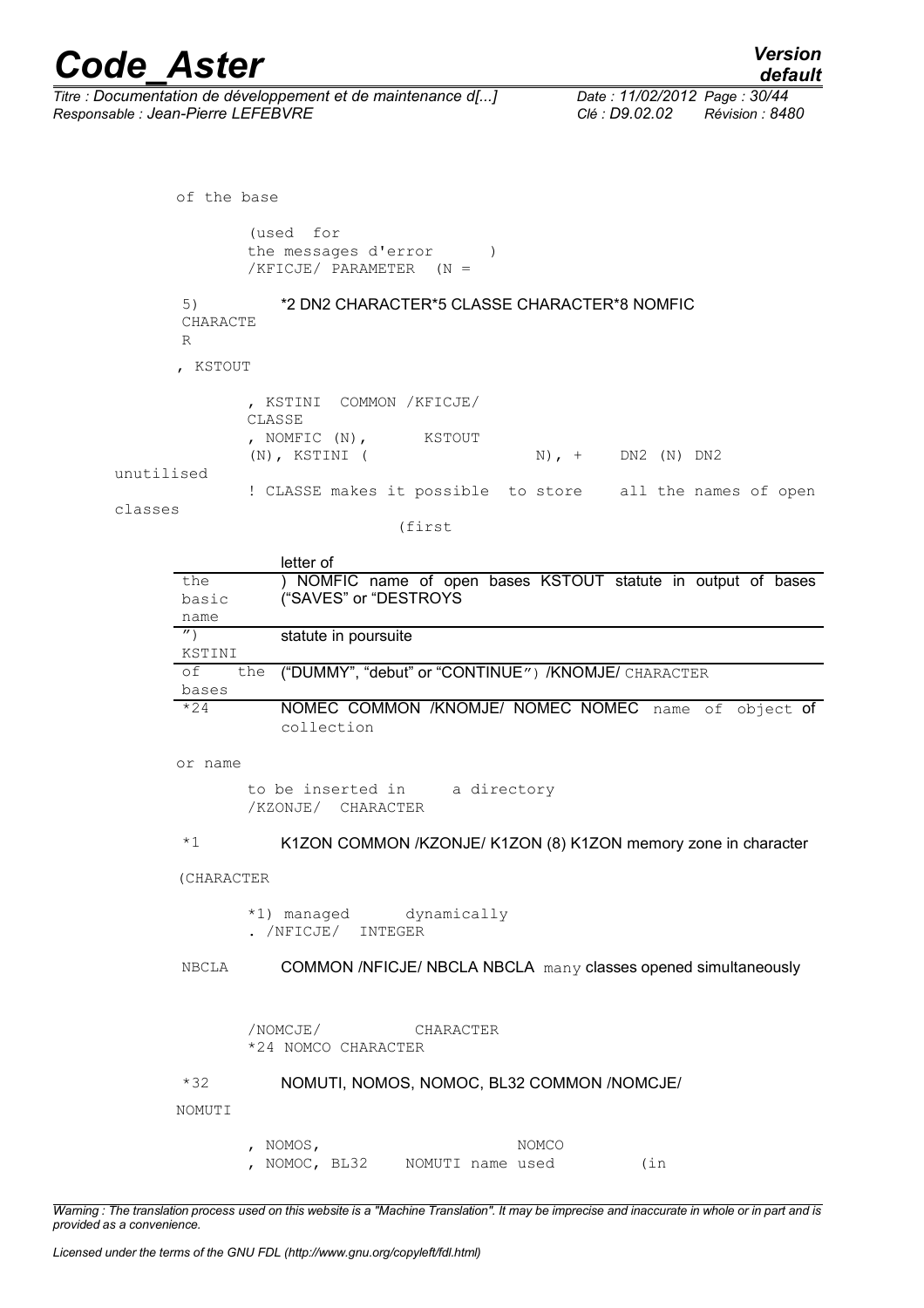of the base

(used for
the messages d'error )
/KFICJE/ PARAMETER (N =

5) CHARACTER *2 DN2 CHARACTER*5 CLASSE CHARACTER*8 NOMFIC

, KSTOUT

, KSTINI COMMON /KFICJE/
CLASSE
, NOMFIC (N), KSTOUT
(N), KSTINI ( N), + DN2 (N) DN2

unutilised

! CLASSE makes it possible to store all the names of open

classes

(first

| | |
|---|---|
| the basic name | letter of ) NOMFIC name of open bases KSTOUT statute in output of bases ("SAVES" or "DESTROYS |
| ") KSTINI | statute in poursuite |
| of the bases | ("DUMMY", "debut" or "CONTINUE") /KNOMJE/ CHARACTER |
| *24 | NOMEC COMMON /KNOMJE/ NOMEC NOMEC name of object of collection |

or name

to be inserted in a directory
/KZONJE/ CHARACTER

*1 K1ZON COMMON /KZONJE/ K1ZON (8) K1ZON memory zone in character

(CHARACTER

*1) managed dynamically
. /NFICJE/ INTEGER

NBCLA COMMON /NFICJE/ NBCLA NBCLA many classes opened simultaneously

/NOMCJE/ CHARACTER
*24 NOMCO CHARACTER

*32 NOMUTI, NOMOS, NOMOC, BL32 COMMON /NOMCJE/

NOMUTI

, NOMOS, NOMCO
, NOMOC, BL32 NOMUTI name used (in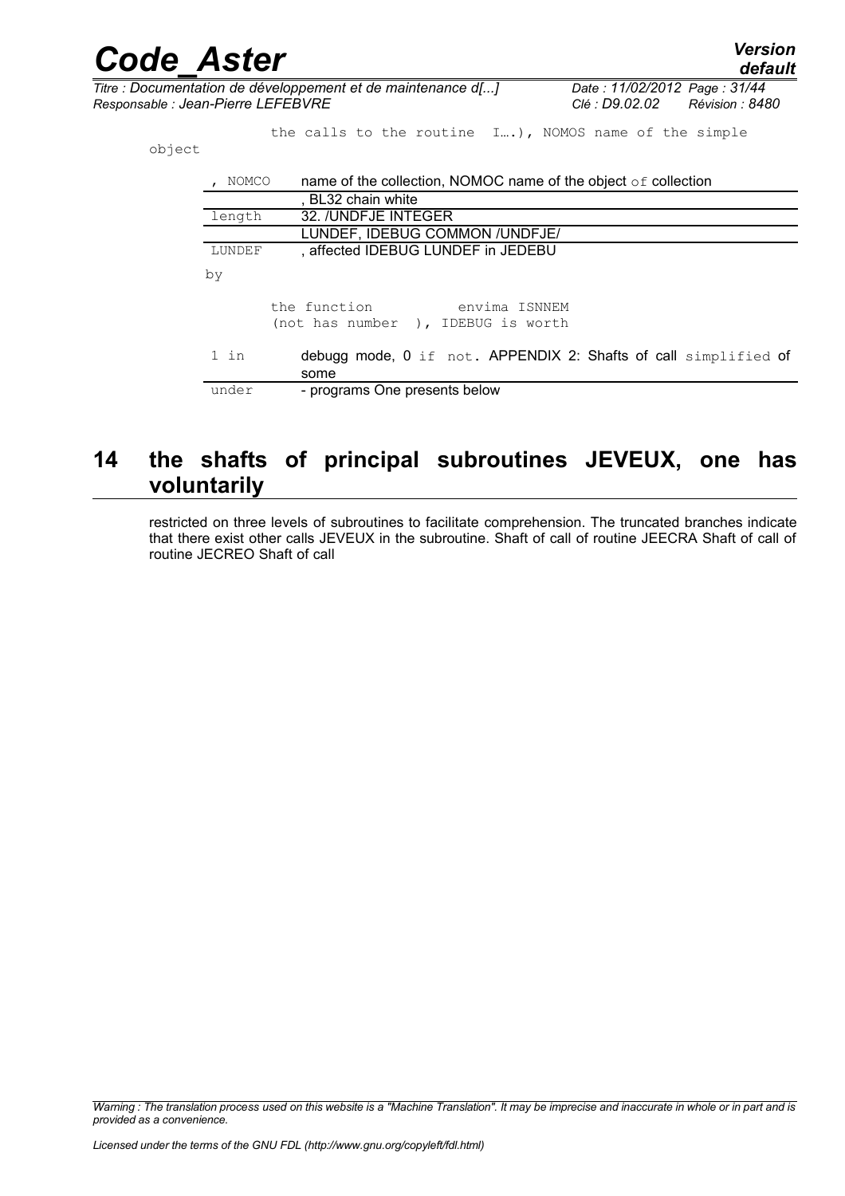the calls to the routine I….), NOMOS name of the simple object

| | |
|---|---|
| , NOMCO | name of the collection, NOMOC name of the object of collection |
| | , BL32 chain white |
| length | 32. /UNDFJE INTEGER |
| | LUNDEF, IDEBUG COMMON /UNDFJE/ |
| LUNDEF | , affected IDEBUG LUNDEF in JEDEBU |

by

the function envima ISNNEM
(not has number ), IDEBUG is worth

| | |
|---|---|
| 1 in | debugg mode, 0 if not. APPENDIX 2: Shafts of call simplified of some |
| under | - programs One presents below |

## 14 the shafts of principal subroutines JEVEUX, one has voluntarily

restricted on three levels of subroutines to facilitate comprehension. The truncated branches indicate that there exist other calls JEVEUX in the subroutine. Shaft of call of routine JEECRA Shaft of call of routine JECREO Shaft of call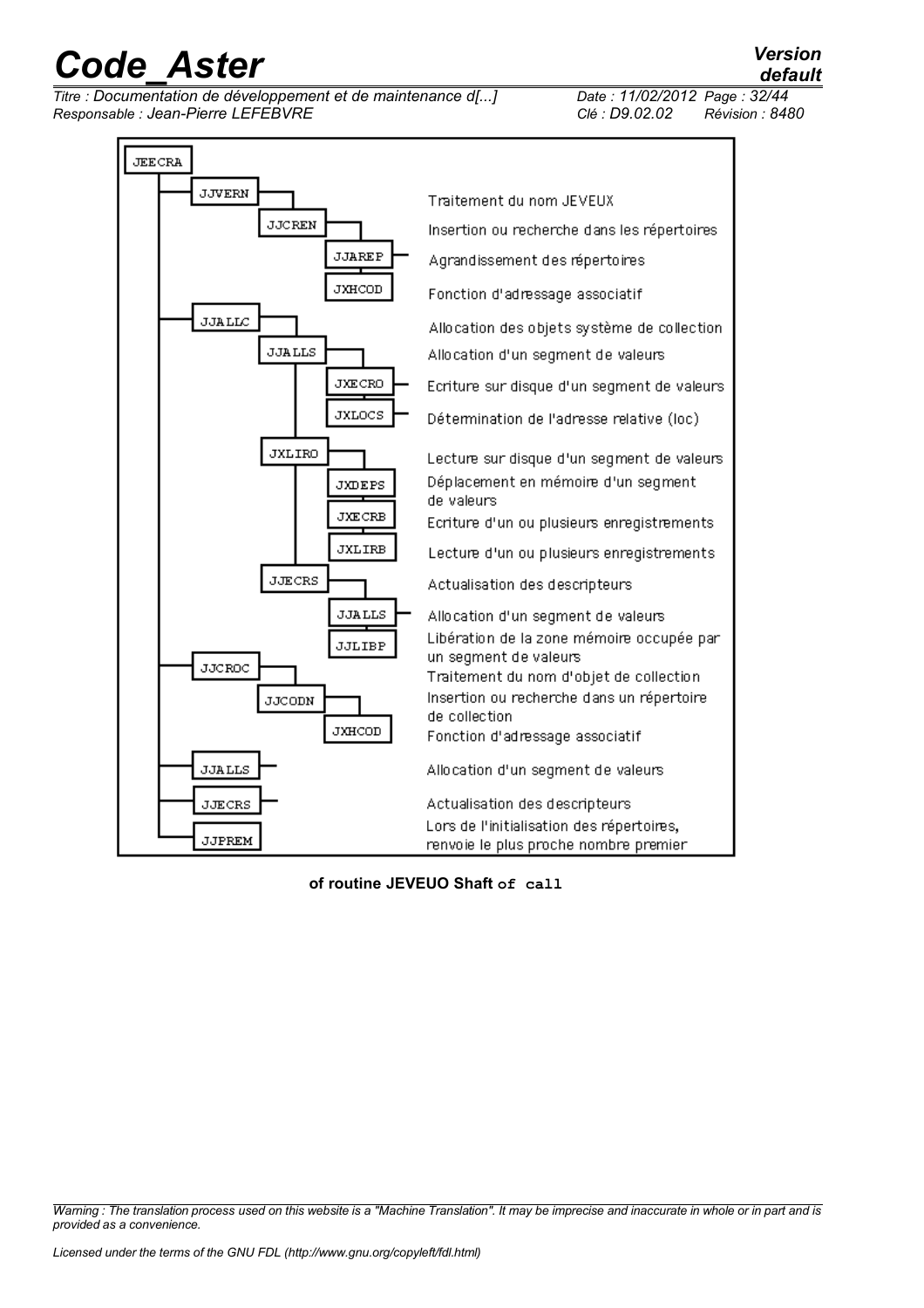JEECRA

- JJVERN — Traitement du nom JEVEUX
  - JJCREN — Insertion ou recherche dans les répertoires
    - JJAREP — Agrandissement des répertoires
    - JXHCOD — Fonction d'adressage associatif
- JJALLC — Allocation des objets système de collection
  - JJALLS — Allocation d'un segment de valeurs
    - JXECRO — Ecriture sur disque d'un segment de valeurs
    - JXLOCS — Détermination de l'adresse relative (loc)
  - JXLIRO — Lecture sur disque d'un segment de valeurs
    - JXDEPS — Déplacement en mémoire d'un segment de valeurs
    - JXECRB — Ecriture d'un ou plusieurs enregistrements
    - JXLIRB — Lecture d'un ou plusieurs enregistrements
  - JJECRS — Actualisation des descripteurs
    - JJALLS — Allocation d'un segment de valeurs
    - JJLIBP — Libération de la zone mémoire occupée par un segment de valeurs
- JJCROC — Traitement du nom d'objet de collection
  - JJCODN — Insertion ou recherche dans un répertoire de collection
    - JXHCOD — Fonction d'adressage associatif
- JJALLS — Allocation d'un segment de valeurs
- JJECRS — Actualisation des descripteurs
- JJPREM — Lors de l'initialisation des répertoires, renvoie le plus proche nombre premier

**of routine JEVEUO Shaft `of call`**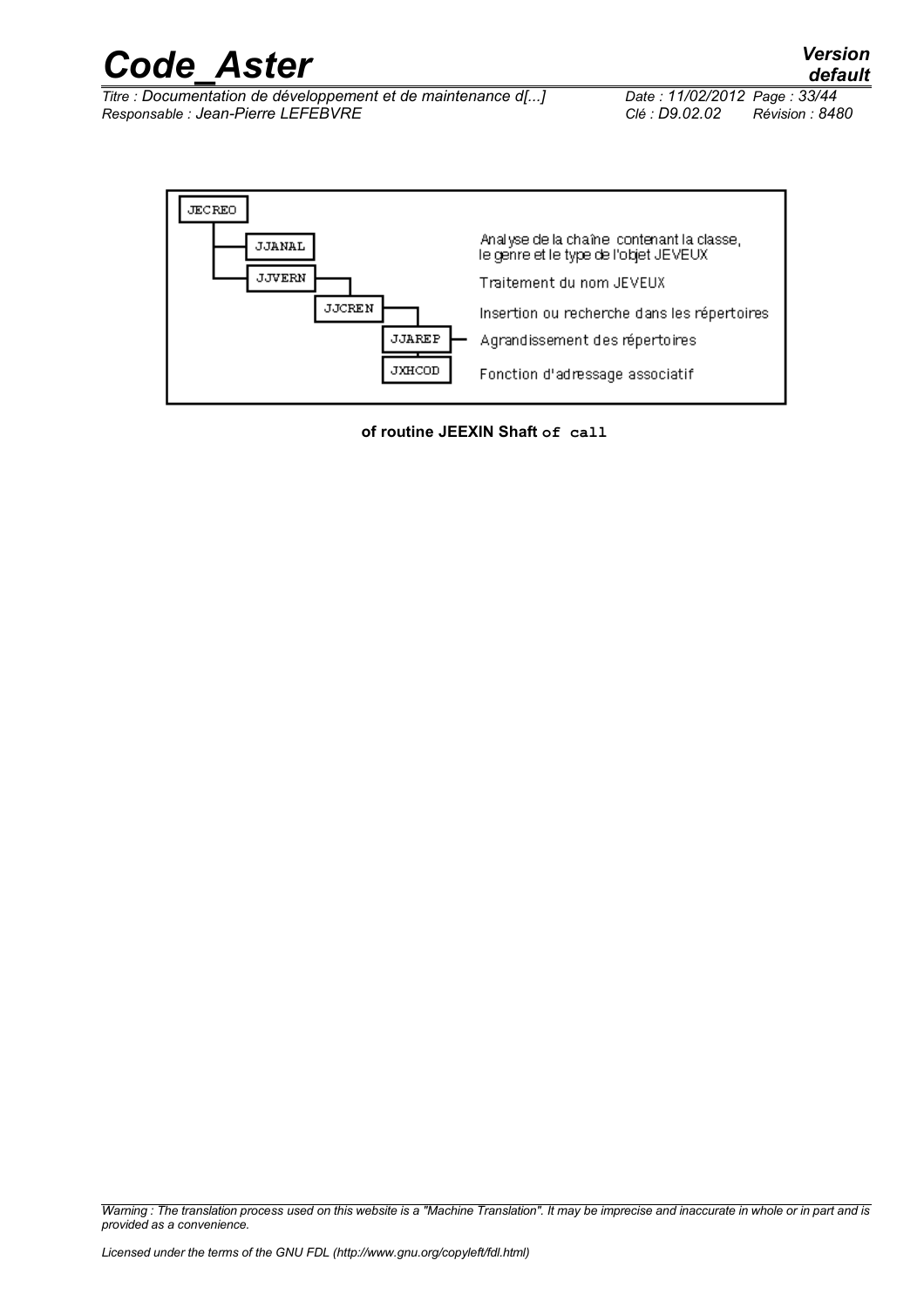JECREO

JJANAL — Analyse de la chaîne contenant la classe, le genre et le type de l'objet JEVEUX

JJVERN — Traitement du nom JEVEUX

JJCREN — Insertion ou recherche dans les répertoires

JJAREP — Agrandissement des répertoires

JXHCOD — Fonction d'adressage associatif

**of routine JEEXIN Shaft `of call`**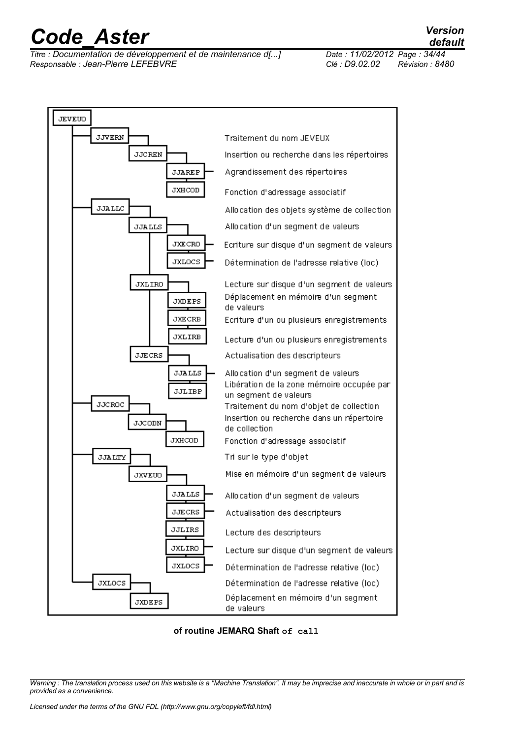JEVEUO

JJVERN — Traitement du nom JEVEUX

JJCREN — Insertion ou recherche dans les répertoires

JJAREP — Agrandissement des répertoires

JXHCOD — Fonction d'adressage associatif

JJALLC — Allocation des objets système de collection

JJALLS — Allocation d'un segment de valeurs

JXECRO — Ecriture sur disque d'un segment de valeurs

JXLOCS — Détermination de l'adresse relative (loc)

JXLIRO — Lecture sur disque d'un segment de valeurs

JXDEPS — Déplacement en mémoire d'un segment de valeurs

JXECRB — Ecriture d'un ou plusieurs enregistrements

JXLIRB — Lecture d'un ou plusieurs enregistrements

JJECRS — Actualisation des descripteurs

JJALLS — Allocation d'un segment de valeurs

JJLIBP — Libération de la zone mémoire occupée par un segment de valeurs

JJCROC — Traitement du nom d'objet de collection

JJCODN — Insertion ou recherche dans un répertoire de collection

JXHCOD — Fonction d'adressage associatif

JJALTY — Tri sur le type d'objet

JXVEUO — Mise en mémoire d'un segment de valeurs

JJALLS — Allocation d'un segment de valeurs

JJECRS — Actualisation des descripteurs

JJLIRS — Lecture des descripteurs

JXLIRO — Lecture sur disque d'un segment de valeurs

JXLOCS — Détermination de l'adresse relative (loc)

JXLOCS — Détermination de l'adresse relative (loc)

JXDEPS — Déplacement en mémoire d'un segment de valeurs

**of routine JEMARQ Shaft `of call`**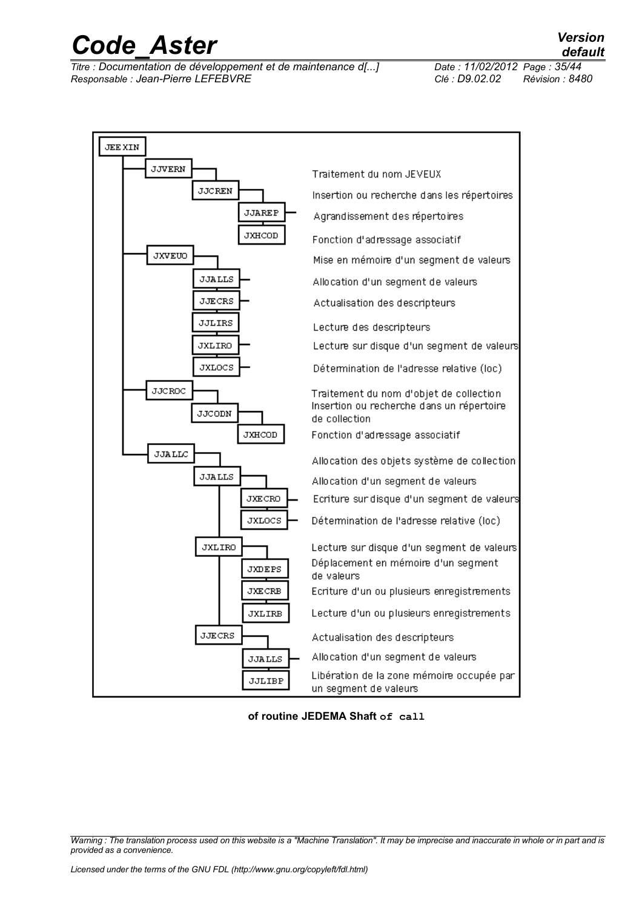JEEXIN
JJVERN — Traitement du nom JEVEUX
JJCREN — Insertion ou recherche dans les répertoires
JJAREP — Agrandissement des répertoires
JXHCOD — Fonction d'adressage associatif
JXVEUO — Mise en mémoire d'un segment de valeurs
JJALLS — Allocation d'un segment de valeurs
JJECRS — Actualisation des descripteurs
JJLIRS — Lecture des descripteurs
JXLIRO — Lecture sur disque d'un segment de valeurs
JXLOCS — Détermination de l'adresse relative (loc)
JJCROC — Traitement du nom d'objet de collection
JJCODN — Insertion ou recherche dans un répertoire de collection
JXHCOD — Fonction d'adressage associatif
JJALLC — Allocation des objets système de collection
JJALLS — Allocation d'un segment de valeurs
JXECRO — Ecriture sur disque d'un segment de valeurs
JXLOCS — Détermination de l'adresse relative (loc)
JXLIRO — Lecture sur disque d'un segment de valeurs
JXDEPS — Déplacement en mémoire d'un segment de valeurs
JXECRB — Ecriture d'un ou plusieurs enregistrements
JXLIRB — Lecture d'un ou plusieurs enregistrements
JJECRS — Actualisation des descripteurs
JJALLS — Allocation d'un segment de valeurs
JJLIBP — Libération de la zone mémoire occupée par un segment de valeurs

**of routine JEDEMA Shaft `of call`**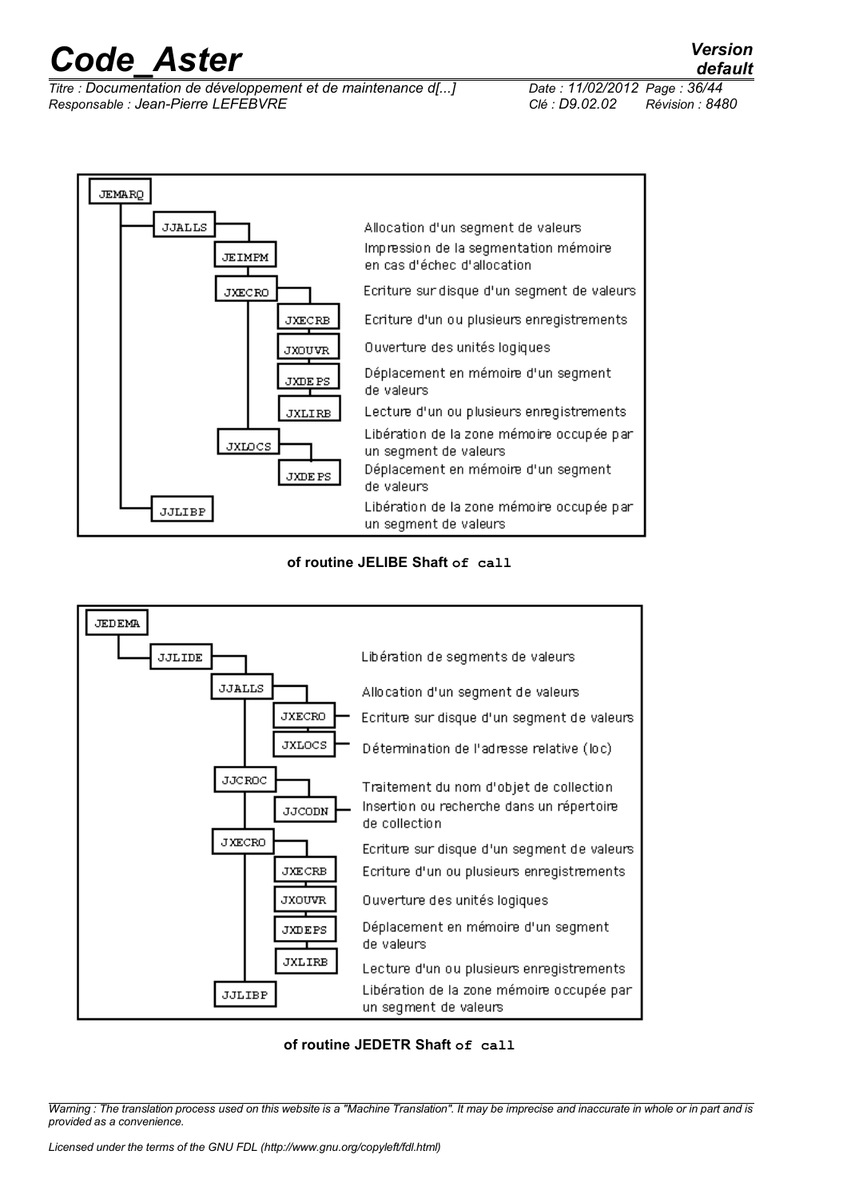JEMARQ

JJALLS — Allocation d'un segment de valeurs

JEIMPM — Impression de la segmentation mémoire en cas d'échec d'allocation

JXECRO — Ecriture sur disque d'un segment de valeurs

JXECRB — Ecriture d'un ou plusieurs enregistrements

JXOUVR — Ouverture des unités logiques

JXDEPS — Déplacement en mémoire d'un segment de valeurs

JXLIRB — Lecture d'un ou plusieurs enregistrements

JXLOCS — Libération de la zone mémoire occupée par un segment de valeurs

JXDEPS — Déplacement en mémoire d'un segment de valeurs

JJLIBP — Libération de la zone mémoire occupée par un segment de valeurs

**of routine JELIBE Shaft `of call`**

JEDEMA

JJLIDE — Libération de segments de valeurs

JJALLS — Allocation d'un segment de valeurs

JXECRO — Ecriture sur disque d'un segment de valeurs

JXLOCS — Détermination de l'adresse relative (loc)

JJCROC — Traitement du nom d'objet de collection

JJCODN — Insertion ou recherche dans un répertoire de collection

JXECRO — Ecriture sur disque d'un segment de valeurs

JXECRB — Ecriture d'un ou plusieurs enregistrements

JXOUVR — Ouverture des unités logiques

JXDEPS — Déplacement en mémoire d'un segment de valeurs

JXLIRB — Lecture d'un ou plusieurs enregistrements

JJLIBP — Libération de la zone mémoire occupée par un segment de valeurs

**of routine JEDETR Shaft `of call`**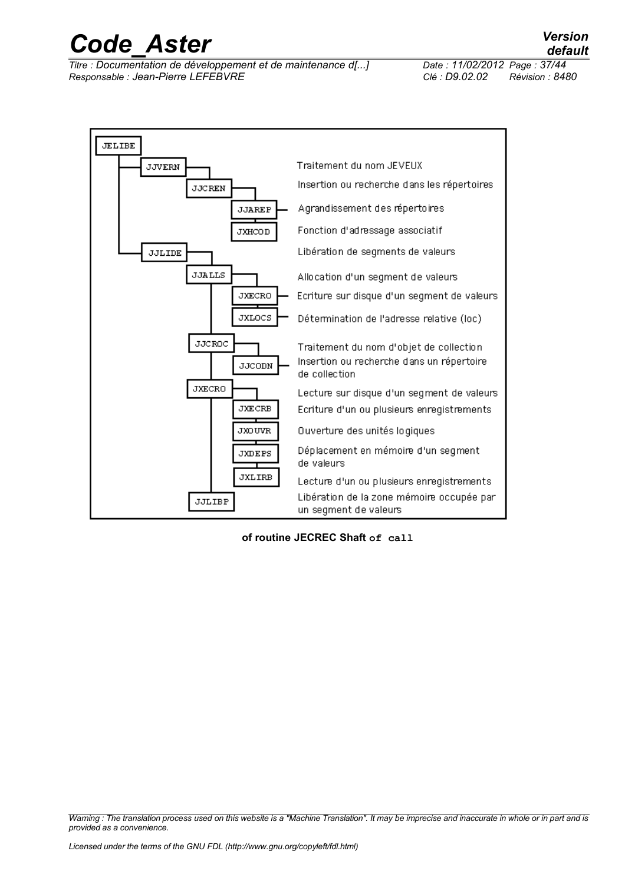JELIBE

JJVERN — Traitement du nom JEVEUX

JJCREN — Insertion ou recherche dans les répertoires

JJAREP — Agrandissement des répertoires

JXHCOD — Fonction d'adressage associatif

JJLIDE — Libération de segments de valeurs

JJALLS — Allocation d'un segment de valeurs

JXECRO — Ecriture sur disque d'un segment de valeurs

JXLOCS — Détermination de l'adresse relative (loc)

JJCROC — Traitement du nom d'objet de collection

JJCODN — Insertion ou recherche dans un répertoire de collection

JXECRO — Lecture sur disque d'un segment de valeurs

JXECRB — Ecriture d'un ou plusieurs enregistrements

JXOUVR — Ouverture des unités logiques

JXDEPS — Déplacement en mémoire d'un segment de valeurs

JXLIRB — Lecture d'un ou plusieurs enregistrements

JJLIBP — Libération de la zone mémoire occupée par un segment de valeurs

**of routine JECREC Shaft `of call`**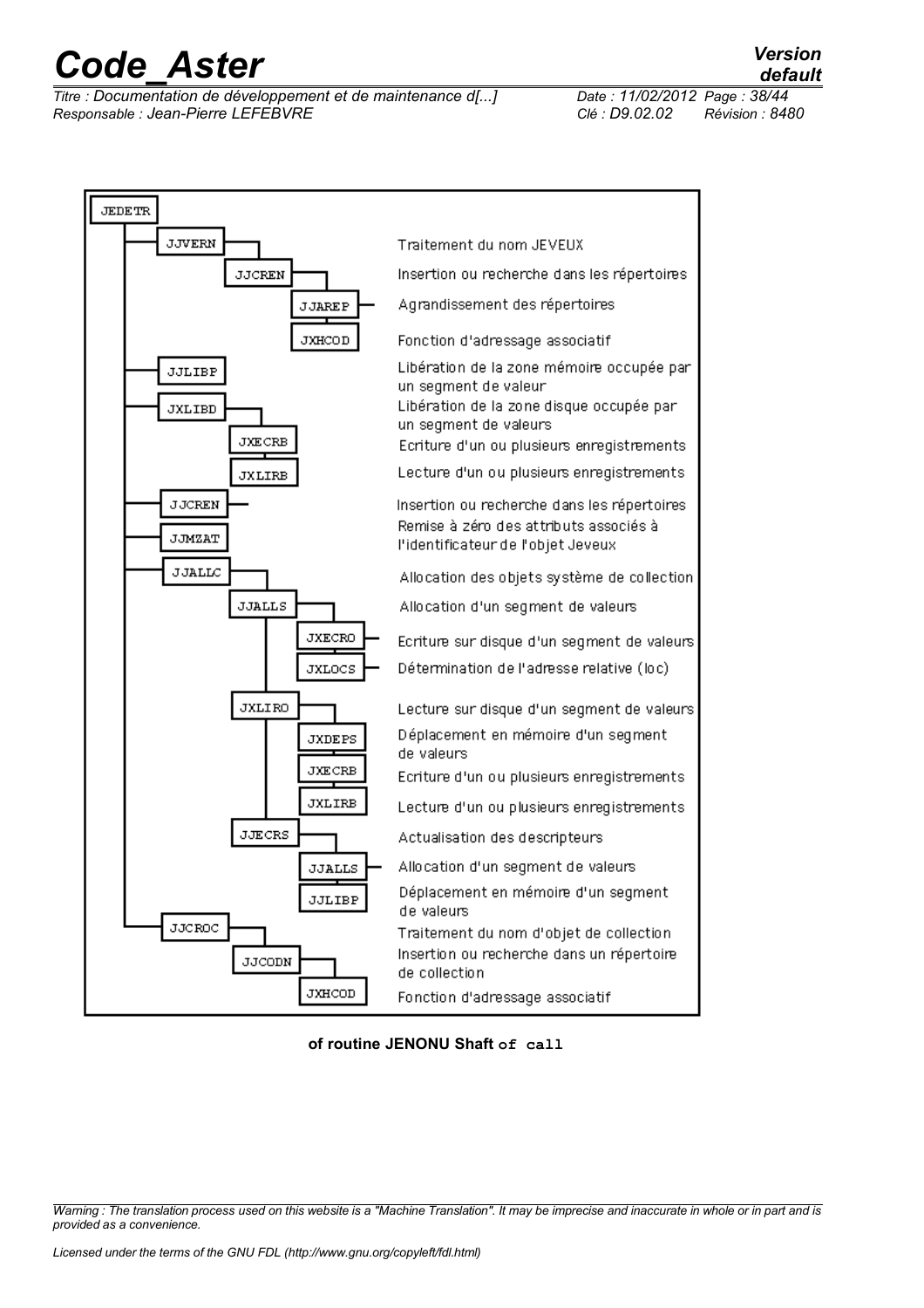JEDETR

JJVERN — Traitement du nom JEVEUX

JJCREN — Insertion ou recherche dans les répertoires

JJAREP — Agrandissement des répertoires

JXHCOD — Fonction d'adressage associatif

JJLIBP — Libération de la zone mémoire occupée par un segment de valeur

JXLIBD — Libération de la zone disque occupée par un segment de valeurs

JXECRB — Ecriture d'un ou plusieurs enregistrements

JXLIRB — Lecture d'un ou plusieurs enregistrements

JJCREN — Insertion ou recherche dans les répertoires

JJMZAT — Remise à zéro des attributs associés à l'identificateur de l'objet Jeveux

JJALLC — Allocation des objets système de collection

JJALLS — Allocation d'un segment de valeurs

JXECRO — Ecriture sur disque d'un segment de valeurs

JXLOCS — Détermination de l'adresse relative (loc)

JXLIRO — Lecture sur disque d'un segment de valeurs

JXDEPS — Déplacement en mémoire d'un segment de valeurs

JXECRB — Ecriture d'un ou plusieurs enregistrements

JXLIRB — Lecture d'un ou plusieurs enregistrements

JJECRS — Actualisation des descripteurs

JJALLS — Allocation d'un segment de valeurs

JJLIBP — Déplacement en mémoire d'un segment de valeurs

JJCROC — Traitement du nom d'objet de collection

JJCODN — Insertion ou recherche dans un répertoire de collection

JXHCOD — Fonction d'adressage associatif

**of routine JENONU Shaft `of call`**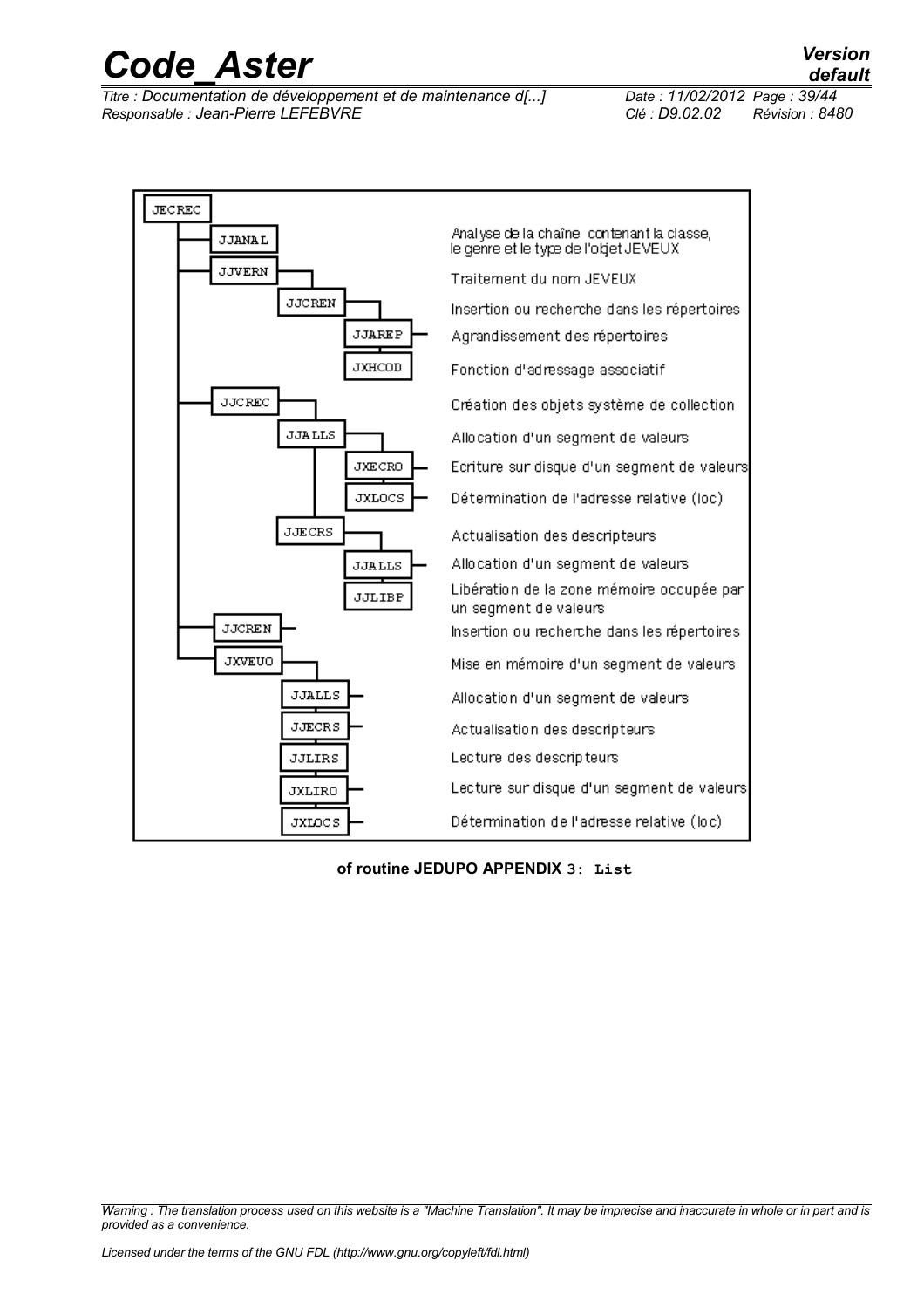JECREC

- JJANAL — Analyse de la chaîne contenant la classe, le genre et le type de l'objet JEVEUX
- JJVERN — Traitement du nom JEVEUX
  - JJCREN — Insertion ou recherche dans les répertoires
    - JJAREP — Agrandissement des répertoires
    - JXHCOD — Fonction d'adressage associatif
- JJCREC — Création des objets système de collection
  - JJALLS — Allocation d'un segment de valeurs
    - JXECRO — Ecriture sur disque d'un segment de valeurs
    - JXLOCS — Détermination de l'adresse relative (loc)
  - JJECRS — Actualisation des descripteurs
    - JJALLS — Allocation d'un segment de valeurs
    - JJLIBP — Libération de la zone mémoire occupée par un segment de valeurs
- JJCREN — Insertion ou recherche dans les répertoires
- JXVEUO — Mise en mémoire d'un segment de valeurs
  - JJALLS — Allocation d'un segment de valeurs
  - JJECRS — Actualisation des descripteurs
  - JJLIRS — Lecture des descripteurs
  - JXLIRO — Lecture sur disque d'un segment de valeurs
  - JXLOCS — Détermination de l'adresse relative (loc)

**of routine JEDUPO APPENDIX 3: List**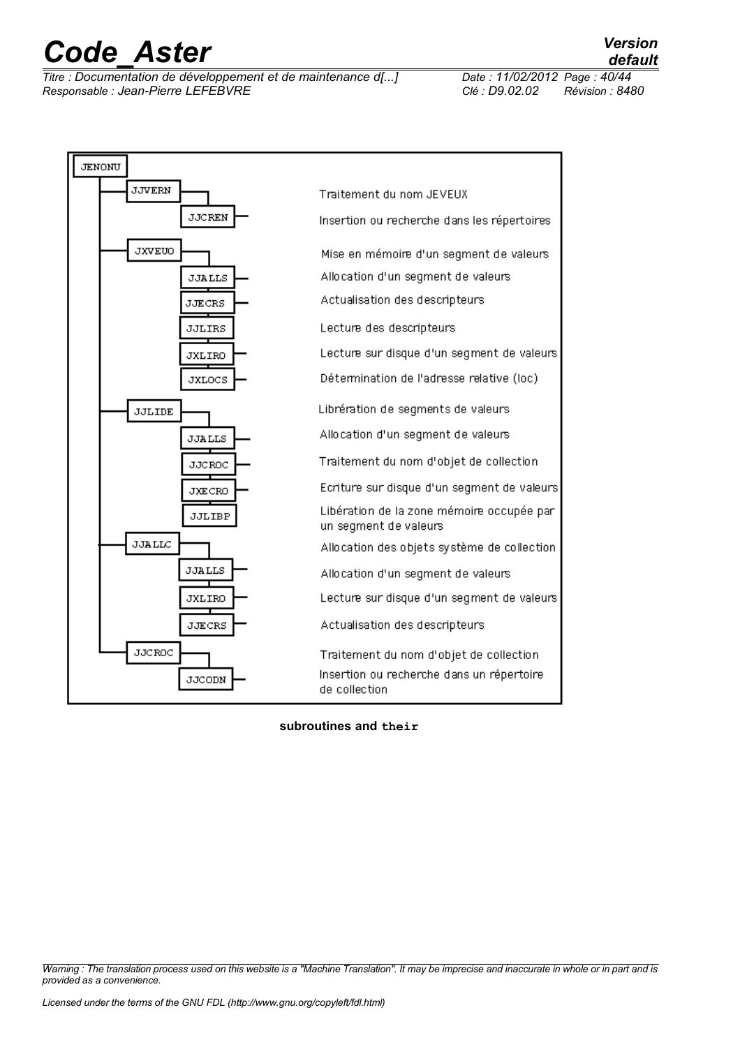JENONU

- JJVERN — Traitement du nom JEVEUX
  - JJCREN — Insertion ou recherche dans les répertoires
- JXVEUO — Mise en mémoire d'un segment de valeurs
  - JJALLS — Allocation d'un segment de valeurs
  - JJECRS — Actualisation des descripteurs
  - JJLIRS — Lecture des descripteurs
  - JXLIRO — Lecture sur disque d'un segment de valeurs
  - JXLOCS — Détermination de l'adresse relative (loc)
- JJLIDE — Librération de segments de valeurs
  - JJALLS — Allocation d'un segment de valeurs
  - JJCROC — Traitement du nom d'objet de collection
  - JXECRO — Ecriture sur disque d'un segment de valeurs
  - JJLIBP — Libération de la zone mémoire occupée par un segment de valeurs
- JJALLC — Allocation des objets système de collection
  - JJALLS — Allocation d'un segment de valeurs
  - JXLIRO — Lecture sur disque d'un segment de valeurs
  - JJECRS — Actualisation des descripteurs
- JJCROC — Traitement du nom d'objet de collection
  - JJCODN — Insertion ou recherche dans un répertoire de collection

**subroutines and** `their`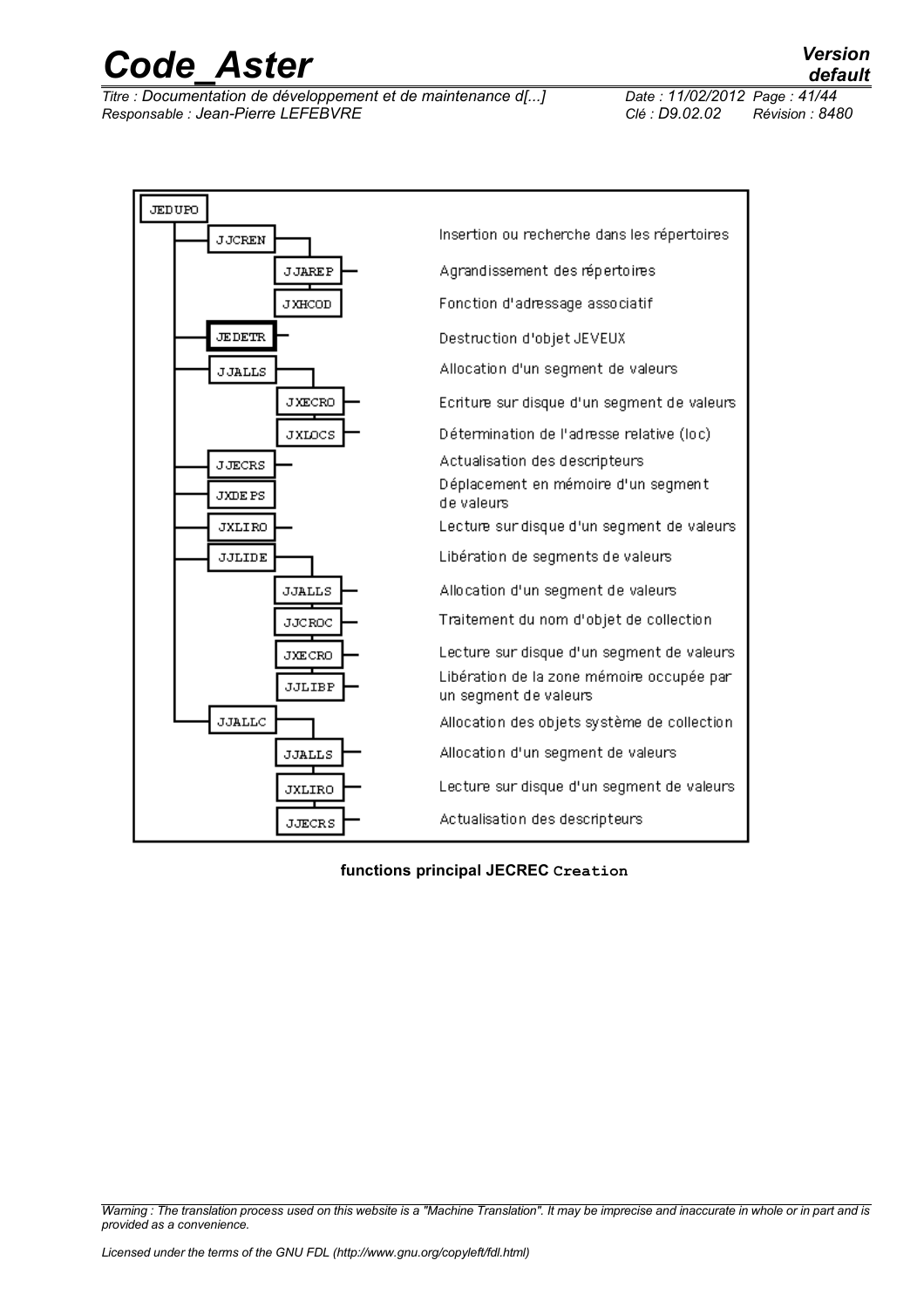JEDUPO

JJCREN — Insertion ou recherche dans les répertoires

JJAREP — Agrandissement des répertoires

JXHCOD — Fonction d'adressage associatif

JEDETR — Destruction d'objet JEVEUX

JJALLS — Allocation d'un segment de valeurs

JXECRO — Ecriture sur disque d'un segment de valeurs

JXLOCS — Détermination de l'adresse relative (loc)

JJECRS — Actualisation des descripteurs

JXDEPS — Déplacement en mémoire d'un segment de valeurs

JXLIRO — Lecture sur disque d'un segment de valeurs

JJLIDE — Libération de segments de valeurs

JJALLS — Allocation d'un segment de valeurs

JJCROC — Traitement du nom d'objet de collection

JXECRO — Lecture sur disque d'un segment de valeurs

JJLIBP — Libération de la zone mémoire occupée par un segment de valeurs

JJALLC — Allocation des objets système de collection

JJALLS — Allocation d'un segment de valeurs

JXLIRO — Lecture sur disque d'un segment de valeurs

JJECRS — Actualisation des descripteurs

**functions principal JECREC `Creation`**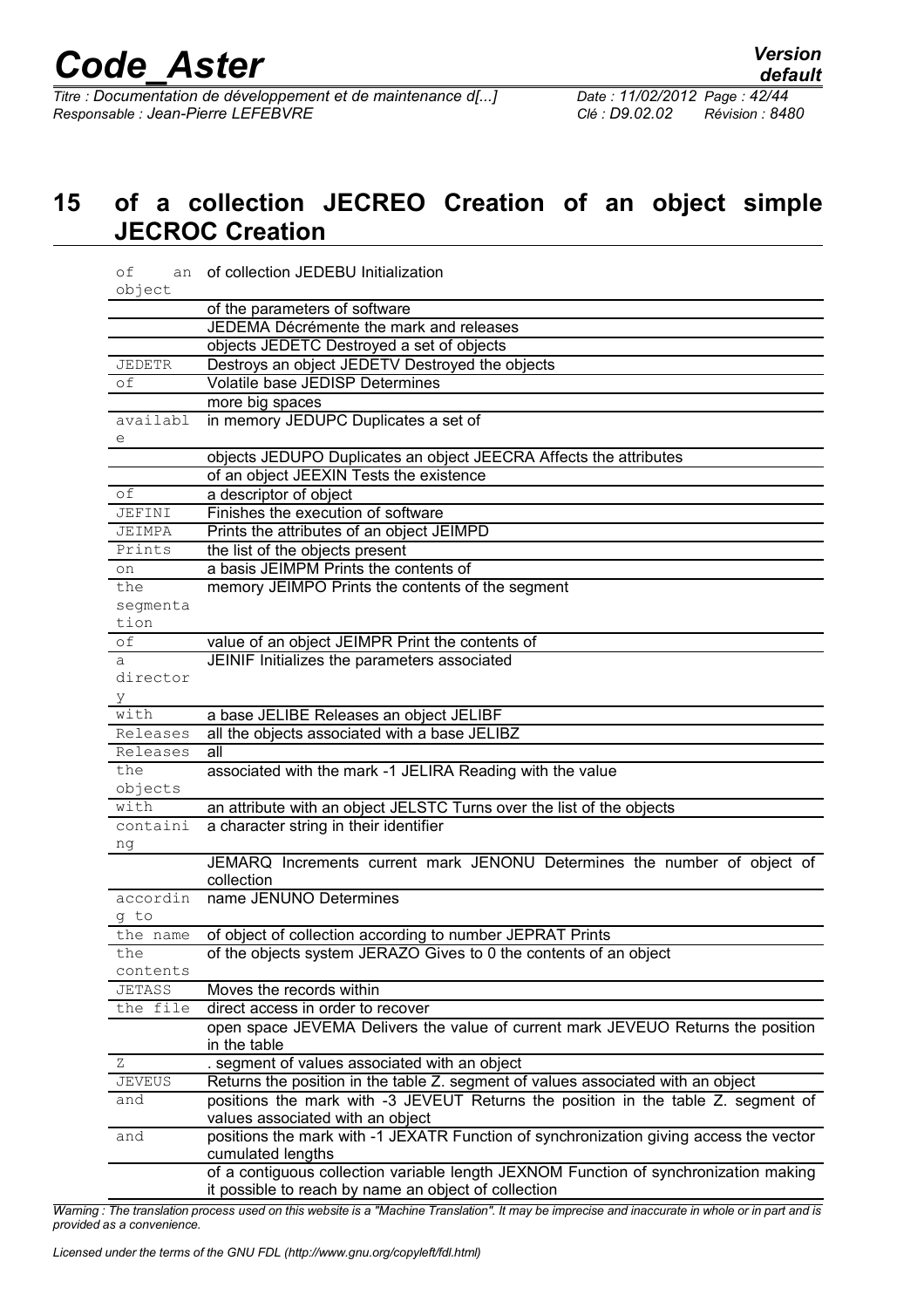## 15 of a collection JECREO Creation of an object simple JECROC Creation

| | |
|---|---|
| of an object | of collection JEDEBU Initialization |
| | of the parameters of software |
| | JEDEMA Décrémente the mark and releases |
| | objects JEDETC Destroyed a set of objects |
| JEDETR | Destroys an object JEDETV Destroyed the objects |
| of | Volatile base JEDISP Determines |
| | more big spaces |
| available | in memory JEDUPC Duplicates a set of |
| | objects JEDUPO Duplicates an object JEECRA Affects the attributes |
| | of an object JEEXIN Tests the existence |
| of | a descriptor of object |
| JEFINI | Finishes the execution of software |
| JEIMPA | Prints the attributes of an object JEIMPD |
| Prints | the list of the objects present |
| on | a basis JEIMPM Prints the contents of |
| the segmentation | memory JEIMPO Prints the contents of the segment |
| of | value of an object JEIMPR Print the contents of |
| a directory | JEINIF Initializes the parameters associated |
| with | a base JELIBE Releases an object JELIBF |
| Releases | all the objects associated with a base JELIBZ |
| Releases | all |
| the objects | associated with the mark -1 JELIRA Reading with the value |
| with | an attribute with an object JELSTC Turns over the list of the objects |
| containing | a character string in their identifier |
| | JEMARQ Increments current mark JENONU Determines the number of object of collection |
| according to | name JENUNO Determines |
| the name | of object of collection according to number JEPRAT Prints |
| the contents | of the objects system JERAZO Gives to 0 the contents of an object |
| JETASS | Moves the records within |
| the file | direct access in order to recover |
| | open space JEVEMA Delivers the value of current mark JEVEUO Returns the position in the table |
| Z | . segment of values associated with an object |
| JEVEUS | Returns the position in the table Z. segment of values associated with an object |
| and | positions the mark with -3 JEVEUT Returns the position in the table Z. segment of values associated with an object |
| and | positions the mark with -1 JEXATR Function of synchronization giving access the vector cumulated lengths |
| | of a contiguous collection variable length JEXNOM Function of synchronization making it possible to reach by name an object of collection |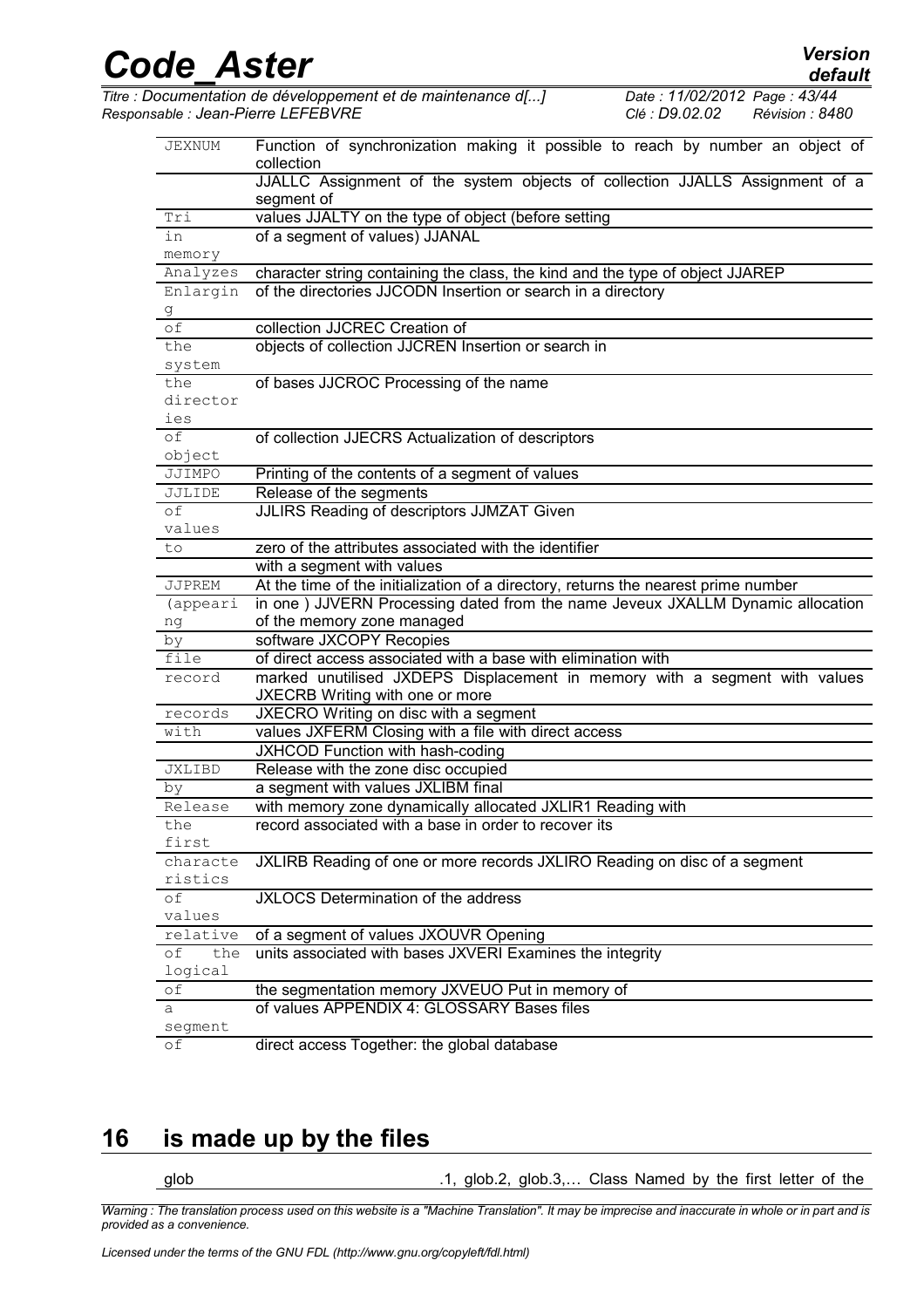| | |
|---|---|
| JEXNUM | Function of synchronization making it possible to reach by number an object of collection |
| | JJALLC Assignment of the system objects of collection JJALLS Assignment of a segment of |
| Tri | values JJALTY on the type of object (before setting |
| in memory | of a segment of values) JJANAL |
| Analyzes | character string containing the class, the kind and the type of object JJAREP |
| Enlarging | of the directories JJCODN Insertion or search in a directory |
| of | collection JJCREC Creation of |
| the system | objects of collection JJCREN Insertion or search in |
| the directories | of bases JJCROC Processing of the name |
| of object | of collection JJECRS Actualization of descriptors |
| JJIMPO | Printing of the contents of a segment of values |
| JJLIDE | Release of the segments |
| of values | JJLIRS Reading of descriptors JJMZAT Given |
| to | zero of the attributes associated with the identifier |
| | with a segment with values |
| JJPREM | At the time of the initialization of a directory, returns the nearest prime number |
| (appearing | in one ) JJVERN Processing dated from the name Jeveux JXALLM Dynamic allocation of the memory zone managed |
| by | software JXCOPY Recopies |
| file | of direct access associated with a base with elimination with |
| record | marked unutilised JXDEPS Displacement in memory with a segment with values JXECRB Writing with one or more |
| records | JXECRO Writing on disc with a segment |
| with | values JXFERM Closing with a file with direct access |
| | JXHCOD Function with hash-coding |
| JXLIBD | Release with the zone disc occupied |
| by | a segment with values JXLIBM final |
| Release | with memory zone dynamically allocated JXLIR1 Reading with |
| the first | record associated with a base in order to recover its |
| characteristics | JXLIRB Reading of one or more records JXLIRO Reading on disc of a segment |
| of values | JXLOCS Determination of the address |
| relative | of a segment of values JXOUVR Opening |
| of the logical | units associated with bases JXVERI Examines the integrity |
| of | the segmentation memory JXVEUO Put in memory of |
| a segment | of values APPENDIX 4: GLOSSARY Bases files |
| of | direct access Together: the global database |

# 16 is made up by the files

glob .1, glob.2, glob.3,… Class Named by the first letter of the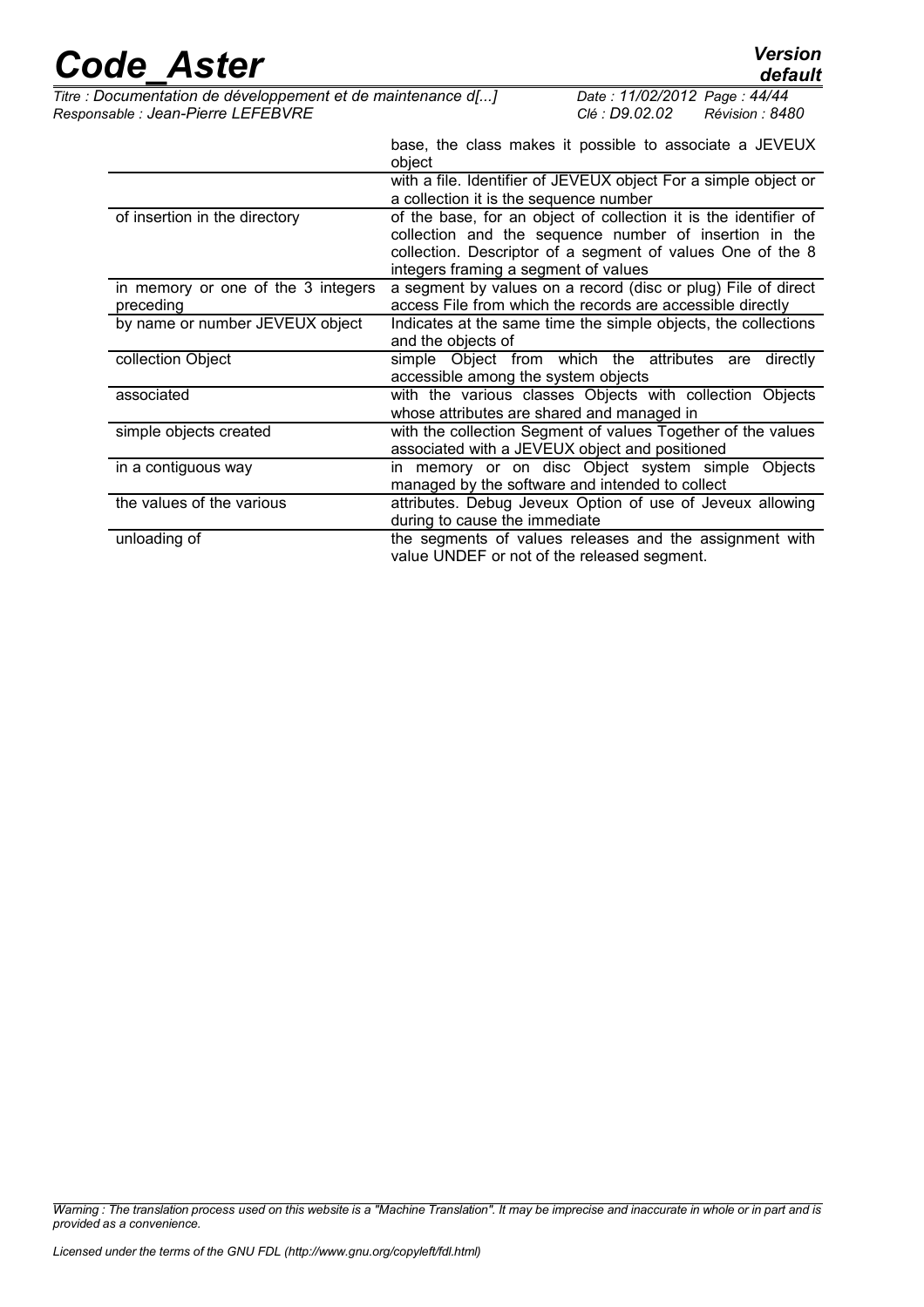| | |
|---|---|
| | base, the class makes it possible to associate a JEVEUX object |
| | with a file. Identifier of JEVEUX object For a simple object or a collection it is the sequence number |
| of insertion in the directory | of the base, for an object of collection it is the identifier of collection and the sequence number of insertion in the collection. Descriptor of a segment of values One of the 8 integers framing a segment of values |
| in memory or one of the 3 integers preceding | a segment by values on a record (disc or plug) File of direct access File from which the records are accessible directly |
| by name or number JEVEUX object | Indicates at the same time the simple objects, the collections and the objects of |
| collection Object | simple Object from which the attributes are directly accessible among the system objects |
| associated | with the various classes Objects with collection Objects whose attributes are shared and managed in |
| simple objects created | with the collection Segment of values Together of the values associated with a JEVEUX object and positioned |
| in a contiguous way | in memory or on disc Object system simple Objects managed by the software and intended to collect |
| the values of the various | attributes. Debug Jeveux Option of use of Jeveux allowing during to cause the immediate |
| unloading of | the segments of values releases and the assignment with value UNDEF or not of the released segment. |